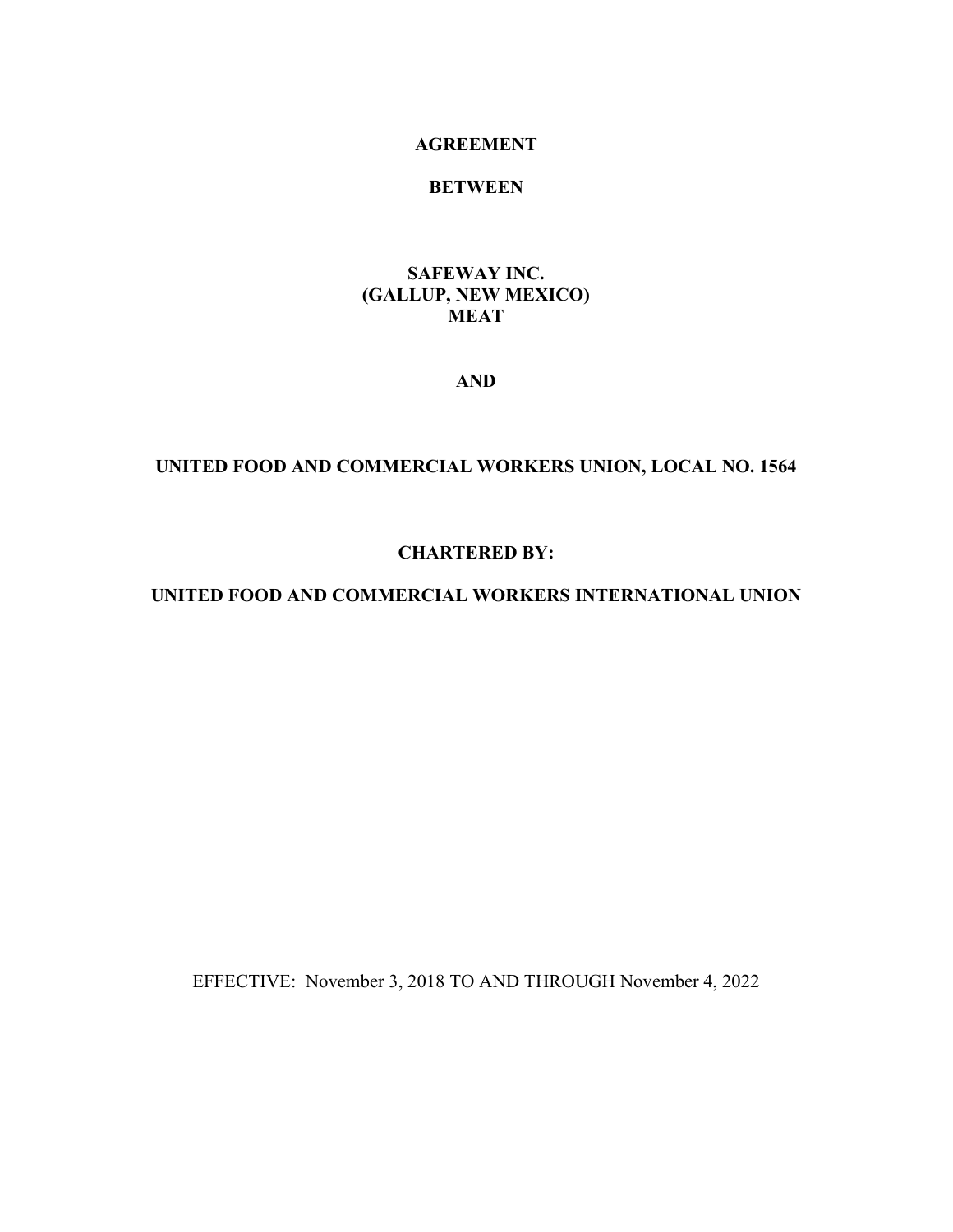**AGREEMENT**

**BETWEEN**

**SAFEWAY INC.**
**(GALLUP, NEW MEXICO)**
**MEAT**

**AND**

**UNITED FOOD AND COMMERCIAL WORKERS UNION, LOCAL NO. 1564**

**CHARTERED BY:**

**UNITED FOOD AND COMMERCIAL WORKERS INTERNATIONAL UNION**

EFFECTIVE: November 3, 2018 TO AND THROUGH November 4, 2022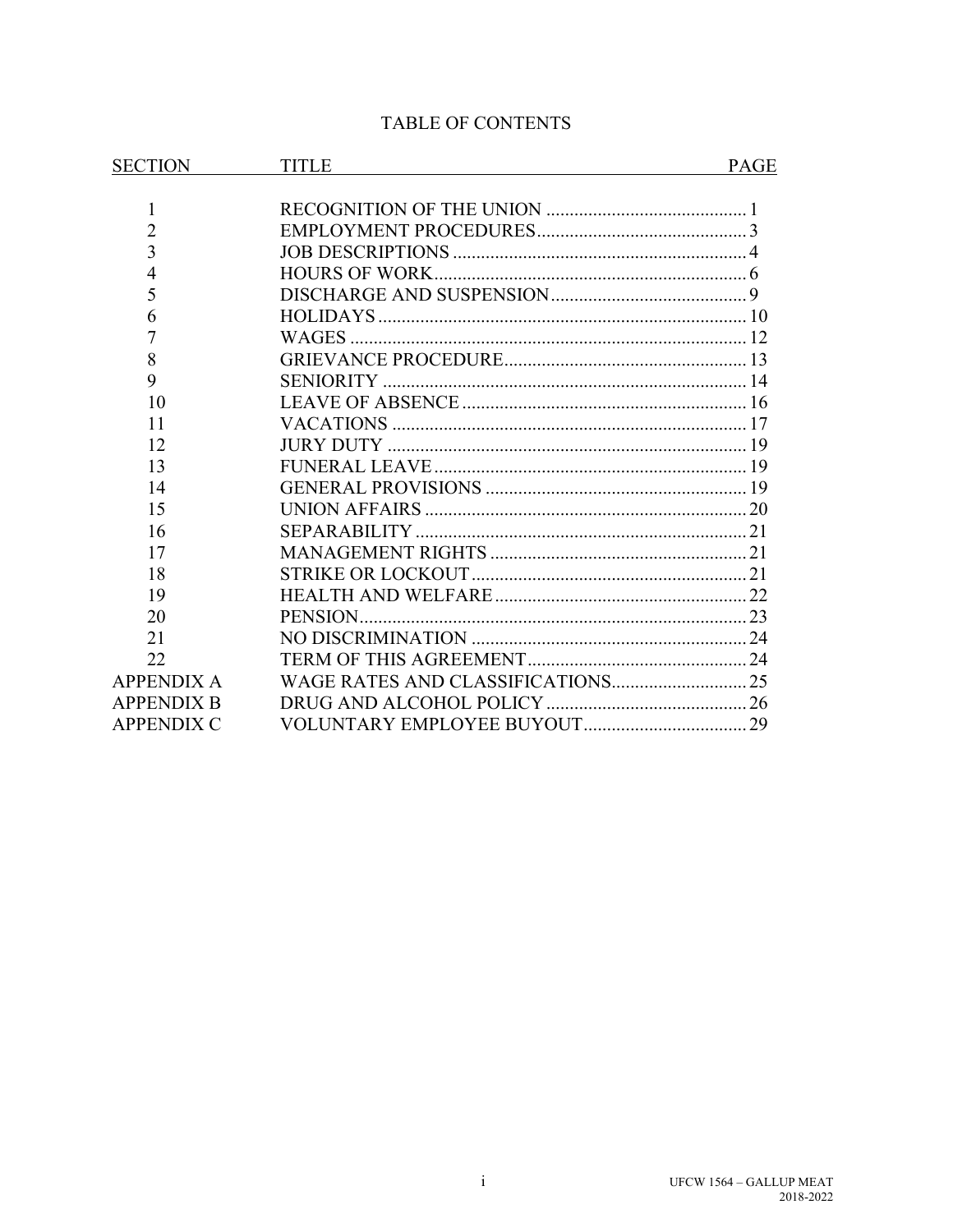# TABLE OF CONTENTS

| SECTION | TITLE | PAGE |
|---|---|---|
| 1 | RECOGNITION OF THE UNION | 1 |
| 2 | EMPLOYMENT PROCEDURES | 3 |
| 3 | JOB DESCRIPTIONS | 4 |
| 4 | HOURS OF WORK | 6 |
| 5 | DISCHARGE AND SUSPENSION | 9 |
| 6 | HOLIDAYS | 10 |
| 7 | WAGES | 12 |
| 8 | GRIEVANCE PROCEDURE | 13 |
| 9 | SENIORITY | 14 |
| 10 | LEAVE OF ABSENCE | 16 |
| 11 | VACATIONS | 17 |
| 12 | JURY DUTY | 19 |
| 13 | FUNERAL LEAVE | 19 |
| 14 | GENERAL PROVISIONS | 19 |
| 15 | UNION AFFAIRS | 20 |
| 16 | SEPARABILITY | 21 |
| 17 | MANAGEMENT RIGHTS | 21 |
| 18 | STRIKE OR LOCKOUT | 21 |
| 19 | HEALTH AND WELFARE | 22 |
| 20 | PENSION | 23 |
| 21 | NO DISCRIMINATION | 24 |
| 22 | TERM OF THIS AGREEMENT | 24 |
| APPENDIX A | WAGE RATES AND CLASSIFICATIONS | 25 |
| APPENDIX B | DRUG AND ALCOHOL POLICY | 26 |
| APPENDIX C | VOLUNTARY EMPLOYEE BUYOUT | 29 |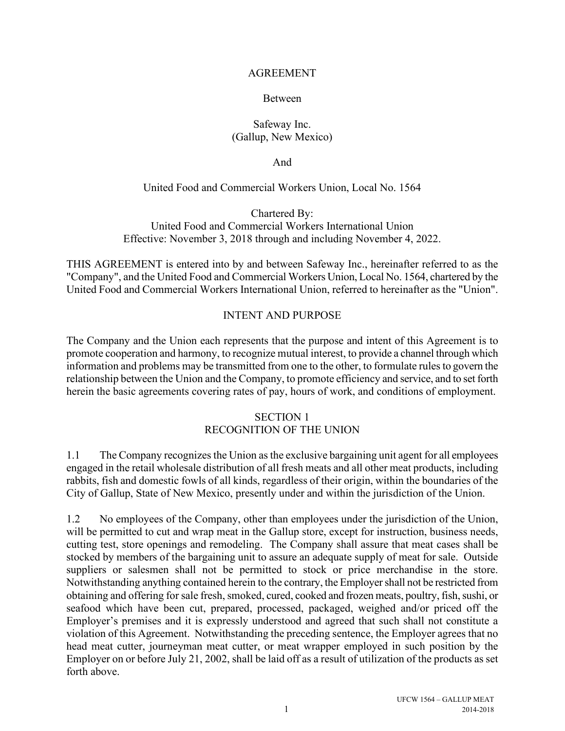# AGREEMENT

Between

Safeway Inc.
(Gallup, New Mexico)

And

United Food and Commercial Workers Union, Local No. 1564

Chartered By:
United Food and Commercial Workers International Union
Effective: November 3, 2018 through and including November 4, 2022.

THIS AGREEMENT is entered into by and between Safeway Inc., hereinafter referred to as the "Company", and the United Food and Commercial Workers Union, Local No. 1564, chartered by the United Food and Commercial Workers International Union, referred to hereinafter as the "Union".

## INTENT AND PURPOSE

The Company and the Union each represents that the purpose and intent of this Agreement is to promote cooperation and harmony, to recognize mutual interest, to provide a channel through which information and problems may be transmitted from one to the other, to formulate rules to govern the relationship between the Union and the Company, to promote efficiency and service, and to set forth herein the basic agreements covering rates of pay, hours of work, and conditions of employment.

## SECTION 1
## RECOGNITION OF THE UNION

1.1 The Company recognizes the Union as the exclusive bargaining unit agent for all employees engaged in the retail wholesale distribution of all fresh meats and all other meat products, including rabbits, fish and domestic fowls of all kinds, regardless of their origin, within the boundaries of the City of Gallup, State of New Mexico, presently under and within the jurisdiction of the Union.

1.2 No employees of the Company, other than employees under the jurisdiction of the Union, will be permitted to cut and wrap meat in the Gallup store, except for instruction, business needs, cutting test, store openings and remodeling. The Company shall assure that meat cases shall be stocked by members of the bargaining unit to assure an adequate supply of meat for sale. Outside suppliers or salesmen shall not be permitted to stock or price merchandise in the store. Notwithstanding anything contained herein to the contrary, the Employer shall not be restricted from obtaining and offering for sale fresh, smoked, cured, cooked and frozen meats, poultry, fish, sushi, or seafood which have been cut, prepared, processed, packaged, weighed and/or priced off the Employer's premises and it is expressly understood and agreed that such shall not constitute a violation of this Agreement. Notwithstanding the preceding sentence, the Employer agrees that no head meat cutter, journeyman meat cutter, or meat wrapper employed in such position by the Employer on or before July 21, 2002, shall be laid off as a result of utilization of the products as set forth above.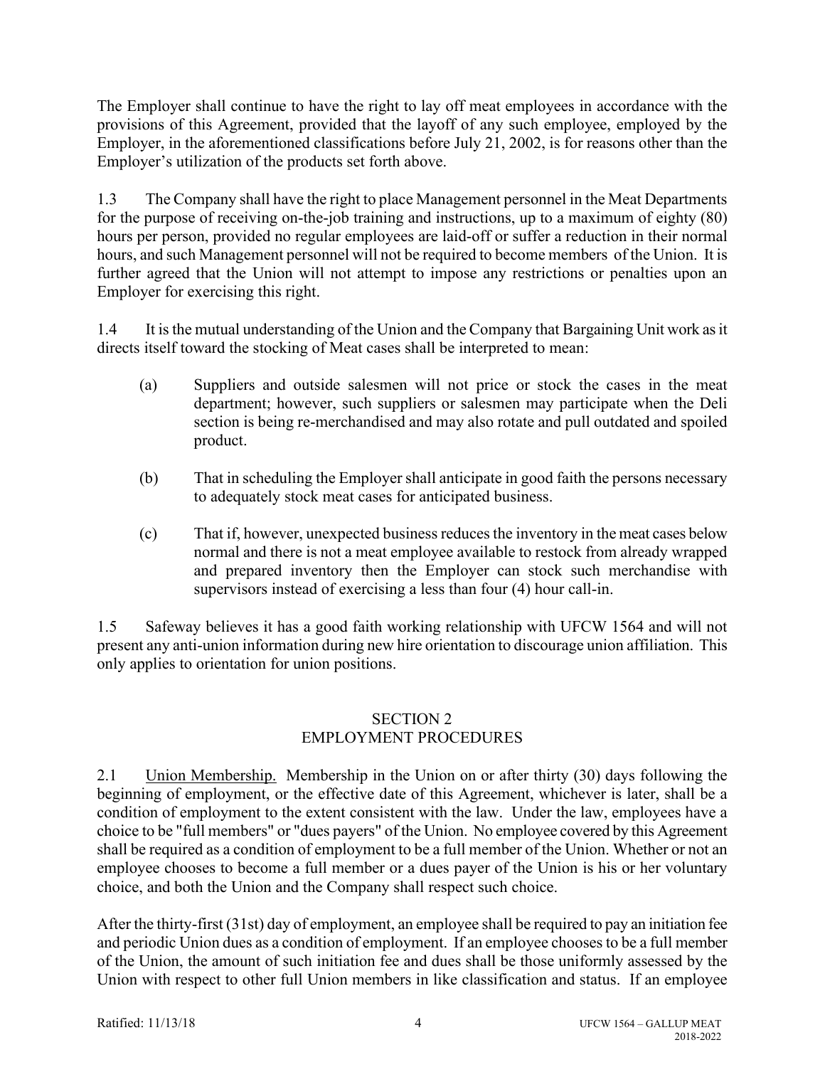The Employer shall continue to have the right to lay off meat employees in accordance with the provisions of this Agreement, provided that the layoff of any such employee, employed by the Employer, in the aforementioned classifications before July 21, 2002, is for reasons other than the Employer's utilization of the products set forth above.

1.3 The Company shall have the right to place Management personnel in the Meat Departments for the purpose of receiving on-the-job training and instructions, up to a maximum of eighty (80) hours per person, provided no regular employees are laid-off or suffer a reduction in their normal hours, and such Management personnel will not be required to become members of the Union. It is further agreed that the Union will not attempt to impose any restrictions or penalties upon an Employer for exercising this right.

1.4 It is the mutual understanding of the Union and the Company that Bargaining Unit work as it directs itself toward the stocking of Meat cases shall be interpreted to mean:

(a) Suppliers and outside salesmen will not price or stock the cases in the meat department; however, such suppliers or salesmen may participate when the Deli section is being re-merchandised and may also rotate and pull outdated and spoiled product.

(b) That in scheduling the Employer shall anticipate in good faith the persons necessary to adequately stock meat cases for anticipated business.

(c) That if, however, unexpected business reduces the inventory in the meat cases below normal and there is not a meat employee available to restock from already wrapped and prepared inventory then the Employer can stock such merchandise with supervisors instead of exercising a less than four (4) hour call-in.

1.5 Safeway believes it has a good faith working relationship with UFCW 1564 and will not present any anti-union information during new hire orientation to discourage union affiliation. This only applies to orientation for union positions.

## SECTION 2
## EMPLOYMENT PROCEDURES

2.1 Union Membership. Membership in the Union on or after thirty (30) days following the beginning of employment, or the effective date of this Agreement, whichever is later, shall be a condition of employment to the extent consistent with the law. Under the law, employees have a choice to be "full members" or "dues payers" of the Union. No employee covered by this Agreement shall be required as a condition of employment to be a full member of the Union. Whether or not an employee chooses to become a full member or a dues payer of the Union is his or her voluntary choice, and both the Union and the Company shall respect such choice.

After the thirty-first (31st) day of employment, an employee shall be required to pay an initiation fee and periodic Union dues as a condition of employment. If an employee chooses to be a full member of the Union, the amount of such initiation fee and dues shall be those uniformly assessed by the Union with respect to other full Union members in like classification and status. If an employee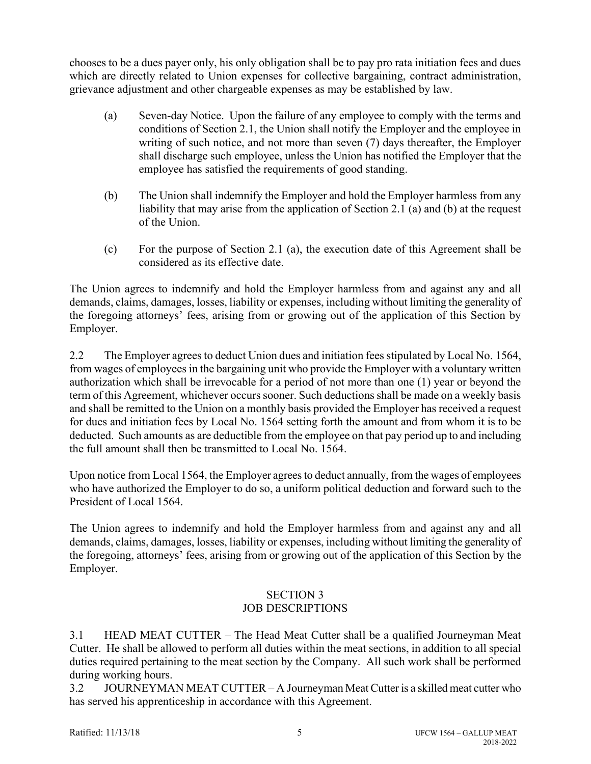chooses to be a dues payer only, his only obligation shall be to pay pro rata initiation fees and dues which are directly related to Union expenses for collective bargaining, contract administration, grievance adjustment and other chargeable expenses as may be established by law.

(a) Seven-day Notice. Upon the failure of any employee to comply with the terms and conditions of Section 2.1, the Union shall notify the Employer and the employee in writing of such notice, and not more than seven (7) days thereafter, the Employer shall discharge such employee, unless the Union has notified the Employer that the employee has satisfied the requirements of good standing.

(b) The Union shall indemnify the Employer and hold the Employer harmless from any liability that may arise from the application of Section 2.1 (a) and (b) at the request of the Union.

(c) For the purpose of Section 2.1 (a), the execution date of this Agreement shall be considered as its effective date.

The Union agrees to indemnify and hold the Employer harmless from and against any and all demands, claims, damages, losses, liability or expenses, including without limiting the generality of the foregoing attorneys' fees, arising from or growing out of the application of this Section by Employer.

2.2 The Employer agrees to deduct Union dues and initiation fees stipulated by Local No. 1564, from wages of employees in the bargaining unit who provide the Employer with a voluntary written authorization which shall be irrevocable for a period of not more than one (1) year or beyond the term of this Agreement, whichever occurs sooner. Such deductions shall be made on a weekly basis and shall be remitted to the Union on a monthly basis provided the Employer has received a request for dues and initiation fees by Local No. 1564 setting forth the amount and from whom it is to be deducted. Such amounts as are deductible from the employee on that pay period up to and including the full amount shall then be transmitted to Local No. 1564.

Upon notice from Local 1564, the Employer agrees to deduct annually, from the wages of employees who have authorized the Employer to do so, a uniform political deduction and forward such to the President of Local 1564.

The Union agrees to indemnify and hold the Employer harmless from and against any and all demands, claims, damages, losses, liability or expenses, including without limiting the generality of the foregoing, attorneys' fees, arising from or growing out of the application of this Section by the Employer.

## SECTION 3
## JOB DESCRIPTIONS

3.1 HEAD MEAT CUTTER – The Head Meat Cutter shall be a qualified Journeyman Meat Cutter. He shall be allowed to perform all duties within the meat sections, in addition to all special duties required pertaining to the meat section by the Company. All such work shall be performed during working hours.

3.2 JOURNEYMAN MEAT CUTTER – A Journeyman Meat Cutter is a skilled meat cutter who has served his apprenticeship in accordance with this Agreement.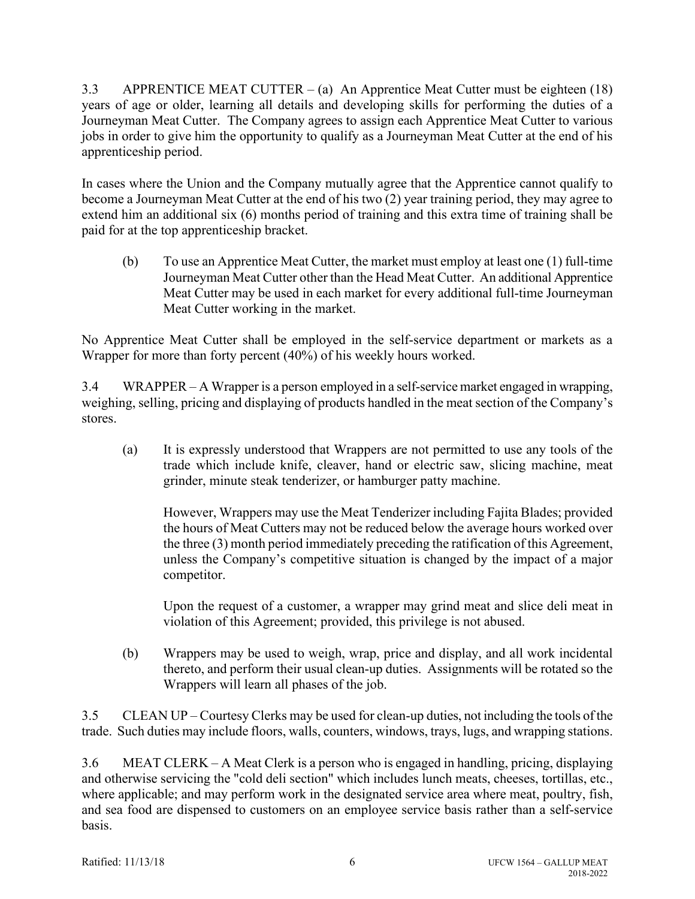3.3 APPRENTICE MEAT CUTTER – (a) An Apprentice Meat Cutter must be eighteen (18) years of age or older, learning all details and developing skills for performing the duties of a Journeyman Meat Cutter. The Company agrees to assign each Apprentice Meat Cutter to various jobs in order to give him the opportunity to qualify as a Journeyman Meat Cutter at the end of his apprenticeship period.

In cases where the Union and the Company mutually agree that the Apprentice cannot qualify to become a Journeyman Meat Cutter at the end of his two (2) year training period, they may agree to extend him an additional six (6) months period of training and this extra time of training shall be paid for at the top apprenticeship bracket.

> (b) To use an Apprentice Meat Cutter, the market must employ at least one (1) full-time Journeyman Meat Cutter other than the Head Meat Cutter. An additional Apprentice Meat Cutter may be used in each market for every additional full-time Journeyman Meat Cutter working in the market.

No Apprentice Meat Cutter shall be employed in the self-service department or markets as a Wrapper for more than forty percent (40%) of his weekly hours worked.

3.4 WRAPPER – A Wrapper is a person employed in a self-service market engaged in wrapping, weighing, selling, pricing and displaying of products handled in the meat section of the Company's stores.

> (a) It is expressly understood that Wrappers are not permitted to use any tools of the trade which include knife, cleaver, hand or electric saw, slicing machine, meat grinder, minute steak tenderizer, or hamburger patty machine.
>
> However, Wrappers may use the Meat Tenderizer including Fajita Blades; provided the hours of Meat Cutters may not be reduced below the average hours worked over the three (3) month period immediately preceding the ratification of this Agreement, unless the Company's competitive situation is changed by the impact of a major competitor.
>
> Upon the request of a customer, a wrapper may grind meat and slice deli meat in violation of this Agreement; provided, this privilege is not abused.
>
> (b) Wrappers may be used to weigh, wrap, price and display, and all work incidental thereto, and perform their usual clean-up duties. Assignments will be rotated so the Wrappers will learn all phases of the job.

3.5 CLEAN UP – Courtesy Clerks may be used for clean-up duties, not including the tools of the trade. Such duties may include floors, walls, counters, windows, trays, lugs, and wrapping stations.

3.6 MEAT CLERK – A Meat Clerk is a person who is engaged in handling, pricing, displaying and otherwise servicing the "cold deli section" which includes lunch meats, cheeses, tortillas, etc., where applicable; and may perform work in the designated service area where meat, poultry, fish, and sea food are dispensed to customers on an employee service basis rather than a self-service basis.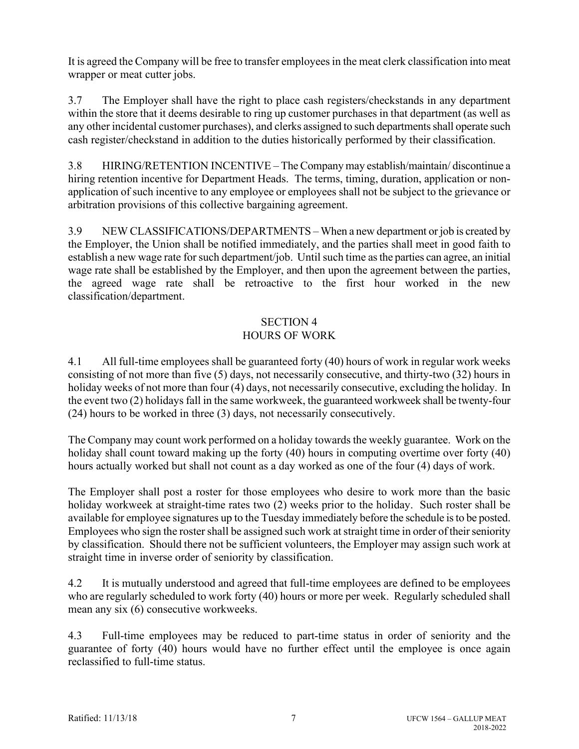It is agreed the Company will be free to transfer employees in the meat clerk classification into meat wrapper or meat cutter jobs.

3.7 The Employer shall have the right to place cash registers/checkstands in any department within the store that it deems desirable to ring up customer purchases in that department (as well as any other incidental customer purchases), and clerks assigned to such departments shall operate such cash register/checkstand in addition to the duties historically performed by their classification.

3.8 HIRING/RETENTION INCENTIVE – The Company may establish/maintain/ discontinue a hiring retention incentive for Department Heads. The terms, timing, duration, application or non-application of such incentive to any employee or employees shall not be subject to the grievance or arbitration provisions of this collective bargaining agreement.

3.9 NEW CLASSIFICATIONS/DEPARTMENTS – When a new department or job is created by the Employer, the Union shall be notified immediately, and the parties shall meet in good faith to establish a new wage rate for such department/job. Until such time as the parties can agree, an initial wage rate shall be established by the Employer, and then upon the agreement between the parties, the agreed wage rate shall be retroactive to the first hour worked in the new classification/department.

## SECTION 4
## HOURS OF WORK

4.1 All full-time employees shall be guaranteed forty (40) hours of work in regular work weeks consisting of not more than five (5) days, not necessarily consecutive, and thirty-two (32) hours in holiday weeks of not more than four (4) days, not necessarily consecutive, excluding the holiday. In the event two (2) holidays fall in the same workweek, the guaranteed workweek shall be twenty-four (24) hours to be worked in three (3) days, not necessarily consecutively.

The Company may count work performed on a holiday towards the weekly guarantee. Work on the holiday shall count toward making up the forty (40) hours in computing overtime over forty (40) hours actually worked but shall not count as a day worked as one of the four (4) days of work.

The Employer shall post a roster for those employees who desire to work more than the basic holiday workweek at straight-time rates two (2) weeks prior to the holiday. Such roster shall be available for employee signatures up to the Tuesday immediately before the schedule is to be posted. Employees who sign the roster shall be assigned such work at straight time in order of their seniority by classification. Should there not be sufficient volunteers, the Employer may assign such work at straight time in inverse order of seniority by classification.

4.2 It is mutually understood and agreed that full-time employees are defined to be employees who are regularly scheduled to work forty (40) hours or more per week. Regularly scheduled shall mean any six (6) consecutive workweeks.

4.3 Full-time employees may be reduced to part-time status in order of seniority and the guarantee of forty (40) hours would have no further effect until the employee is once again reclassified to full-time status.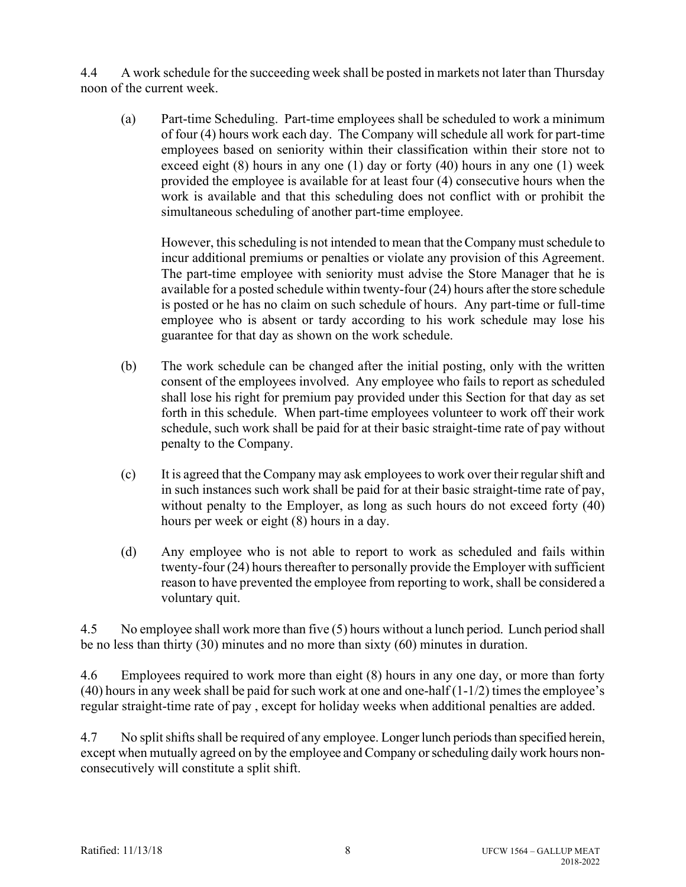4.4 A work schedule for the succeeding week shall be posted in markets not later than Thursday noon of the current week.

(a) Part-time Scheduling. Part-time employees shall be scheduled to work a minimum of four (4) hours work each day. The Company will schedule all work for part-time employees based on seniority within their classification within their store not to exceed eight (8) hours in any one (1) day or forty (40) hours in any one (1) week provided the employee is available for at least four (4) consecutive hours when the work is available and that this scheduling does not conflict with or prohibit the simultaneous scheduling of another part-time employee.

However, this scheduling is not intended to mean that the Company must schedule to incur additional premiums or penalties or violate any provision of this Agreement. The part-time employee with seniority must advise the Store Manager that he is available for a posted schedule within twenty-four (24) hours after the store schedule is posted or he has no claim on such schedule of hours. Any part-time or full-time employee who is absent or tardy according to his work schedule may lose his guarantee for that day as shown on the work schedule.

(b) The work schedule can be changed after the initial posting, only with the written consent of the employees involved. Any employee who fails to report as scheduled shall lose his right for premium pay provided under this Section for that day as set forth in this schedule. When part-time employees volunteer to work off their work schedule, such work shall be paid for at their basic straight-time rate of pay without penalty to the Company.

(c) It is agreed that the Company may ask employees to work over their regular shift and in such instances such work shall be paid for at their basic straight-time rate of pay, without penalty to the Employer, as long as such hours do not exceed forty (40) hours per week or eight (8) hours in a day.

(d) Any employee who is not able to report to work as scheduled and fails within twenty-four (24) hours thereafter to personally provide the Employer with sufficient reason to have prevented the employee from reporting to work, shall be considered a voluntary quit.

4.5 No employee shall work more than five (5) hours without a lunch period. Lunch period shall be no less than thirty (30) minutes and no more than sixty (60) minutes in duration.

4.6 Employees required to work more than eight (8) hours in any one day, or more than forty (40) hours in any week shall be paid for such work at one and one-half (1-1/2) times the employee's regular straight-time rate of pay , except for holiday weeks when additional penalties are added.

4.7 No split shifts shall be required of any employee. Longer lunch periods than specified herein, except when mutually agreed on by the employee and Company or scheduling daily work hours non-consecutively will constitute a split shift.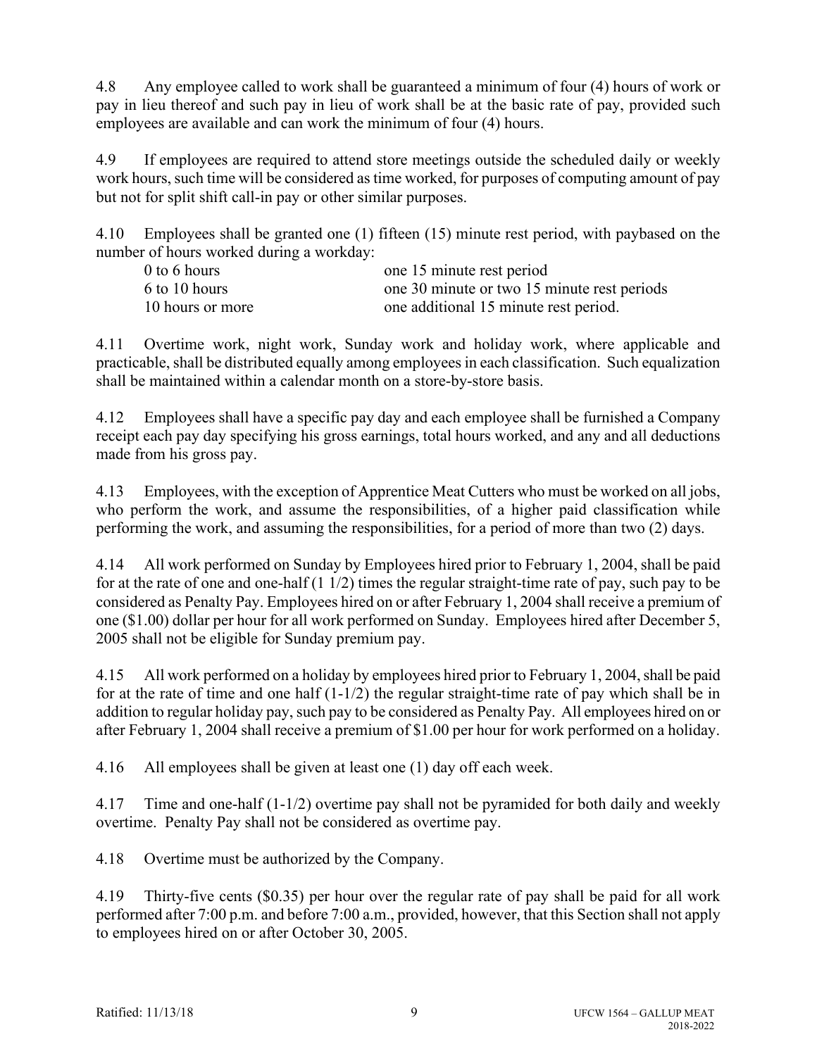4.8 Any employee called to work shall be guaranteed a minimum of four (4) hours of work or pay in lieu thereof and such pay in lieu of work shall be at the basic rate of pay, provided such employees are available and can work the minimum of four (4) hours.

4.9 If employees are required to attend store meetings outside the scheduled daily or weekly work hours, such time will be considered as time worked, for purposes of computing amount of pay but not for split shift call-in pay or other similar purposes.

4.10 Employees shall be granted one (1) fifteen (15) minute rest period, with paybased on the number of hours worked during a workday:

| | |
|---|---|
| 0 to 6 hours | one 15 minute rest period |
| 6 to 10 hours | one 30 minute or two 15 minute rest periods |
| 10 hours or more | one additional 15 minute rest period. |

4.11 Overtime work, night work, Sunday work and holiday work, where applicable and practicable, shall be distributed equally among employees in each classification. Such equalization shall be maintained within a calendar month on a store-by-store basis.

4.12 Employees shall have a specific pay day and each employee shall be furnished a Company receipt each pay day specifying his gross earnings, total hours worked, and any and all deductions made from his gross pay.

4.13 Employees, with the exception of Apprentice Meat Cutters who must be worked on all jobs, who perform the work, and assume the responsibilities, of a higher paid classification while performing the work, and assuming the responsibilities, for a period of more than two (2) days.

4.14 All work performed on Sunday by Employees hired prior to February 1, 2004, shall be paid for at the rate of one and one-half (1 1/2) times the regular straight-time rate of pay, such pay to be considered as Penalty Pay. Employees hired on or after February 1, 2004 shall receive a premium of one ($1.00) dollar per hour for all work performed on Sunday. Employees hired after December 5, 2005 shall not be eligible for Sunday premium pay.

4.15 All work performed on a holiday by employees hired prior to February 1, 2004, shall be paid for at the rate of time and one half (1-1/2) the regular straight-time rate of pay which shall be in addition to regular holiday pay, such pay to be considered as Penalty Pay. All employees hired on or after February 1, 2004 shall receive a premium of $1.00 per hour for work performed on a holiday.

4.16 All employees shall be given at least one (1) day off each week.

4.17 Time and one-half (1-1/2) overtime pay shall not be pyramided for both daily and weekly overtime. Penalty Pay shall not be considered as overtime pay.

4.18 Overtime must be authorized by the Company.

4.19 Thirty-five cents ($0.35) per hour over the regular rate of pay shall be paid for all work performed after 7:00 p.m. and before 7:00 a.m., provided, however, that this Section shall not apply to employees hired on or after October 30, 2005.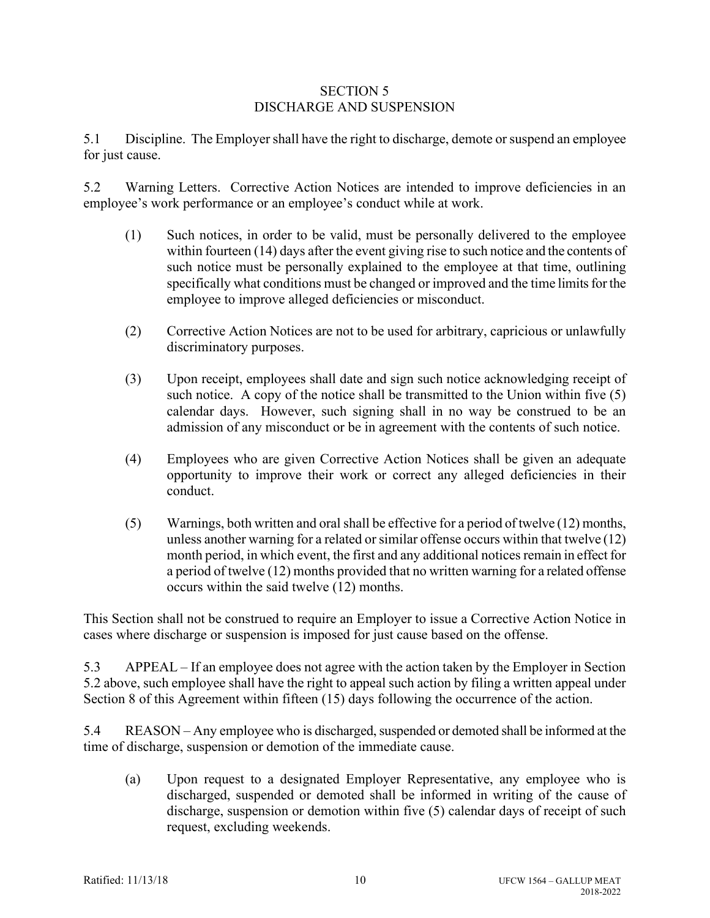## SECTION 5
## DISCHARGE AND SUSPENSION

5.1 Discipline. The Employer shall have the right to discharge, demote or suspend an employee for just cause.

5.2 Warning Letters. Corrective Action Notices are intended to improve deficiencies in an employee's work performance or an employee's conduct while at work.

(1) Such notices, in order to be valid, must be personally delivered to the employee within fourteen (14) days after the event giving rise to such notice and the contents of such notice must be personally explained to the employee at that time, outlining specifically what conditions must be changed or improved and the time limits for the employee to improve alleged deficiencies or misconduct.

(2) Corrective Action Notices are not to be used for arbitrary, capricious or unlawfully discriminatory purposes.

(3) Upon receipt, employees shall date and sign such notice acknowledging receipt of such notice. A copy of the notice shall be transmitted to the Union within five (5) calendar days. However, such signing shall in no way be construed to be an admission of any misconduct or be in agreement with the contents of such notice.

(4) Employees who are given Corrective Action Notices shall be given an adequate opportunity to improve their work or correct any alleged deficiencies in their conduct.

(5) Warnings, both written and oral shall be effective for a period of twelve (12) months, unless another warning for a related or similar offense occurs within that twelve (12) month period, in which event, the first and any additional notices remain in effect for a period of twelve (12) months provided that no written warning for a related offense occurs within the said twelve (12) months.

This Section shall not be construed to require an Employer to issue a Corrective Action Notice in cases where discharge or suspension is imposed for just cause based on the offense.

5.3 APPEAL – If an employee does not agree with the action taken by the Employer in Section 5.2 above, such employee shall have the right to appeal such action by filing a written appeal under Section 8 of this Agreement within fifteen (15) days following the occurrence of the action.

5.4 REASON – Any employee who is discharged, suspended or demoted shall be informed at the time of discharge, suspension or demotion of the immediate cause.

(a) Upon request to a designated Employer Representative, any employee who is discharged, suspended or demoted shall be informed in writing of the cause of discharge, suspension or demotion within five (5) calendar days of receipt of such request, excluding weekends.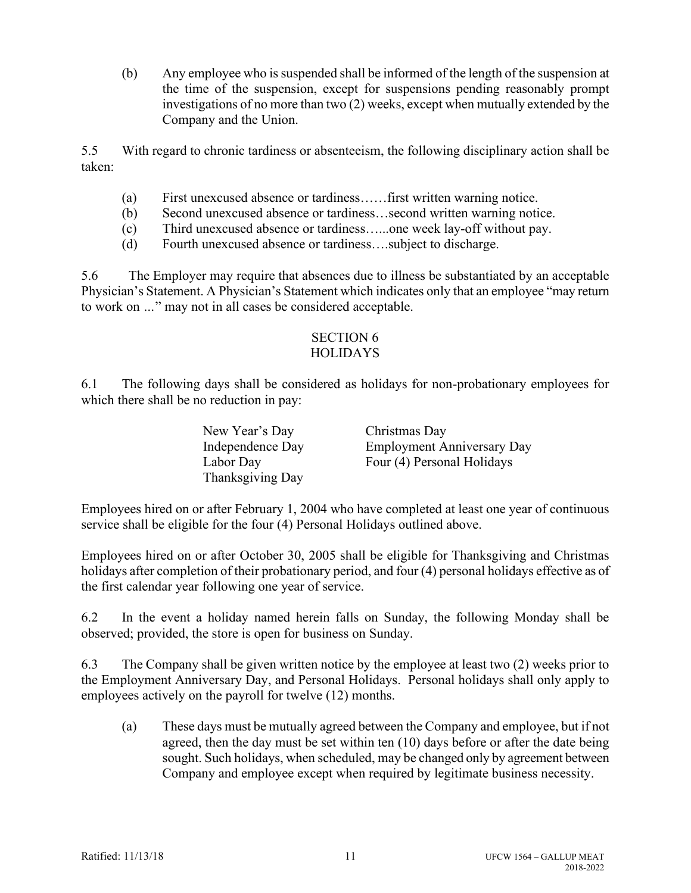(b) Any employee who is suspended shall be informed of the length of the suspension at the time of the suspension, except for suspensions pending reasonably prompt investigations of no more than two (2) weeks, except when mutually extended by the Company and the Union.

5.5 With regard to chronic tardiness or absenteeism, the following disciplinary action shall be taken:

- (a) First unexcused absence or tardiness……first written warning notice.
- (b) Second unexcused absence or tardiness…second written warning notice.
- (c) Third unexcused absence or tardiness…...one week lay-off without pay.
- (d) Fourth unexcused absence or tardiness….subject to discharge.

5.6 The Employer may require that absences due to illness be substantiated by an acceptable Physician's Statement. A Physician's Statement which indicates only that an employee "may return to work on ..." may not in all cases be considered acceptable.

## SECTION 6
## HOLIDAYS

6.1 The following days shall be considered as holidays for non-probationary employees for which there shall be no reduction in pay:

| | |
|---|---|
| New Year's Day | Christmas Day |
| Independence Day | Employment Anniversary Day |
| Labor Day | Four (4) Personal Holidays |
| Thanksgiving Day | |

Employees hired on or after February 1, 2004 who have completed at least one year of continuous service shall be eligible for the four (4) Personal Holidays outlined above.

Employees hired on or after October 30, 2005 shall be eligible for Thanksgiving and Christmas holidays after completion of their probationary period, and four (4) personal holidays effective as of the first calendar year following one year of service.

6.2 In the event a holiday named herein falls on Sunday, the following Monday shall be observed; provided, the store is open for business on Sunday.

6.3 The Company shall be given written notice by the employee at least two (2) weeks prior to the Employment Anniversary Day, and Personal Holidays. Personal holidays shall only apply to employees actively on the payroll for twelve (12) months.

(a) These days must be mutually agreed between the Company and employee, but if not agreed, then the day must be set within ten (10) days before or after the date being sought. Such holidays, when scheduled, may be changed only by agreement between Company and employee except when required by legitimate business necessity.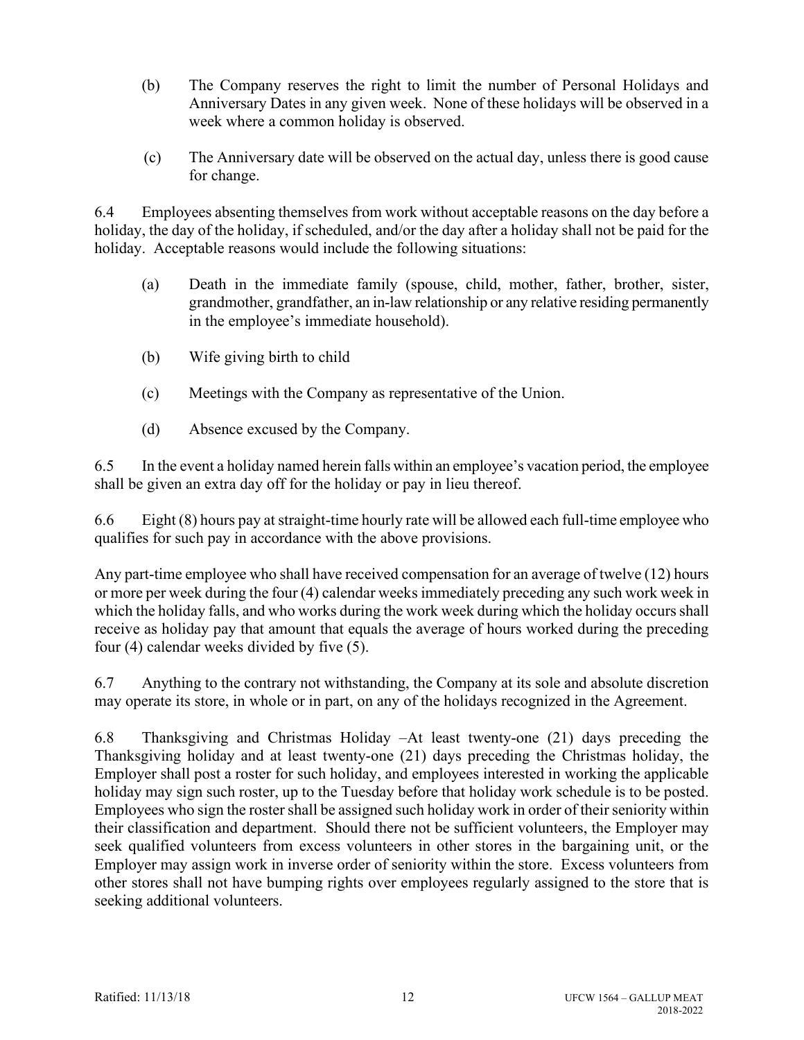(b) The Company reserves the right to limit the number of Personal Holidays and Anniversary Dates in any given week. None of these holidays will be observed in a week where a common holiday is observed.

(c) The Anniversary date will be observed on the actual day, unless there is good cause for change.

6.4 Employees absenting themselves from work without acceptable reasons on the day before a holiday, the day of the holiday, if scheduled, and/or the day after a holiday shall not be paid for the holiday. Acceptable reasons would include the following situations:

(a) Death in the immediate family (spouse, child, mother, father, brother, sister, grandmother, grandfather, an in-law relationship or any relative residing permanently in the employee's immediate household).

(b) Wife giving birth to child

(c) Meetings with the Company as representative of the Union.

(d) Absence excused by the Company.

6.5 In the event a holiday named herein falls within an employee's vacation period, the employee shall be given an extra day off for the holiday or pay in lieu thereof.

6.6 Eight (8) hours pay at straight-time hourly rate will be allowed each full-time employee who qualifies for such pay in accordance with the above provisions.

Any part-time employee who shall have received compensation for an average of twelve (12) hours or more per week during the four (4) calendar weeks immediately preceding any such work week in which the holiday falls, and who works during the work week during which the holiday occurs shall receive as holiday pay that amount that equals the average of hours worked during the preceding four (4) calendar weeks divided by five (5).

6.7 Anything to the contrary not withstanding, the Company at its sole and absolute discretion may operate its store, in whole or in part, on any of the holidays recognized in the Agreement.

6.8 Thanksgiving and Christmas Holiday –At least twenty-one (21) days preceding the Thanksgiving holiday and at least twenty-one (21) days preceding the Christmas holiday, the Employer shall post a roster for such holiday, and employees interested in working the applicable holiday may sign such roster, up to the Tuesday before that holiday work schedule is to be posted. Employees who sign the roster shall be assigned such holiday work in order of their seniority within their classification and department. Should there not be sufficient volunteers, the Employer may seek qualified volunteers from excess volunteers in other stores in the bargaining unit, or the Employer may assign work in inverse order of seniority within the store. Excess volunteers from other stores shall not have bumping rights over employees regularly assigned to the store that is seeking additional volunteers.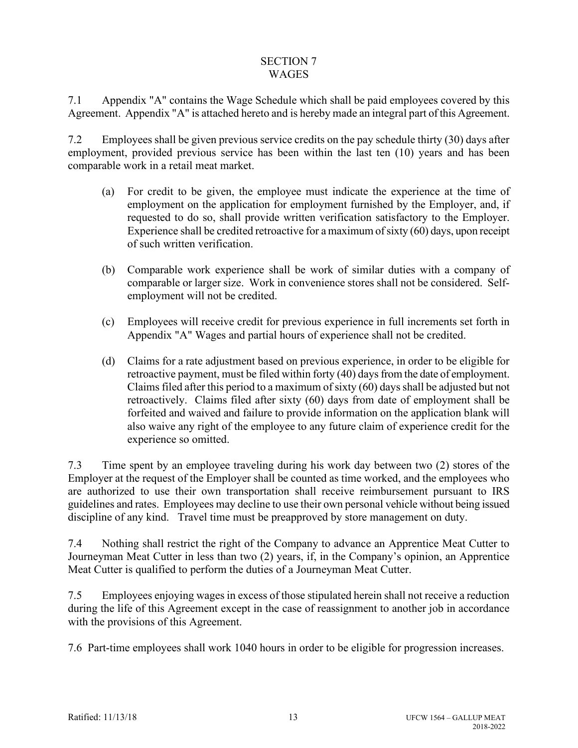# SECTION 7
# WAGES

7.1 Appendix "A" contains the Wage Schedule which shall be paid employees covered by this Agreement. Appendix "A" is attached hereto and is hereby made an integral part of this Agreement.

7.2 Employees shall be given previous service credits on the pay schedule thirty (30) days after employment, provided previous service has been within the last ten (10) years and has been comparable work in a retail meat market.

(a) For credit to be given, the employee must indicate the experience at the time of employment on the application for employment furnished by the Employer, and, if requested to do so, shall provide written verification satisfactory to the Employer. Experience shall be credited retroactive for a maximum of sixty (60) days, upon receipt of such written verification.

(b) Comparable work experience shall be work of similar duties with a company of comparable or larger size. Work in convenience stores shall not be considered. Self-employment will not be credited.

(c) Employees will receive credit for previous experience in full increments set forth in Appendix "A" Wages and partial hours of experience shall not be credited.

(d) Claims for a rate adjustment based on previous experience, in order to be eligible for retroactive payment, must be filed within forty (40) days from the date of employment. Claims filed after this period to a maximum of sixty (60) days shall be adjusted but not retroactively. Claims filed after sixty (60) days from date of employment shall be forfeited and waived and failure to provide information on the application blank will also waive any right of the employee to any future claim of experience credit for the experience so omitted.

7.3 Time spent by an employee traveling during his work day between two (2) stores of the Employer at the request of the Employer shall be counted as time worked, and the employees who are authorized to use their own transportation shall receive reimbursement pursuant to IRS guidelines and rates. Employees may decline to use their own personal vehicle without being issued discipline of any kind. Travel time must be preapproved by store management on duty.

7.4 Nothing shall restrict the right of the Company to advance an Apprentice Meat Cutter to Journeyman Meat Cutter in less than two (2) years, if, in the Company's opinion, an Apprentice Meat Cutter is qualified to perform the duties of a Journeyman Meat Cutter.

7.5 Employees enjoying wages in excess of those stipulated herein shall not receive a reduction during the life of this Agreement except in the case of reassignment to another job in accordance with the provisions of this Agreement.

7.6 Part-time employees shall work 1040 hours in order to be eligible for progression increases.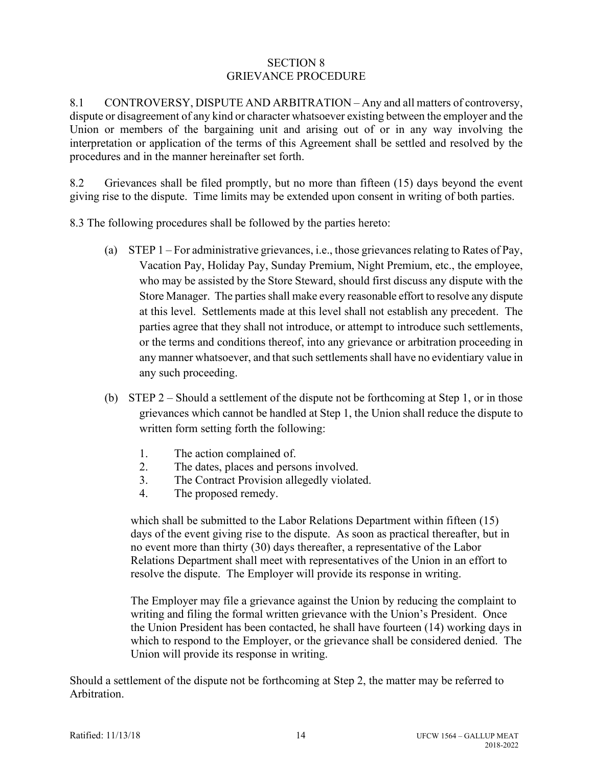## SECTION 8
## GRIEVANCE PROCEDURE

8.1 CONTROVERSY, DISPUTE AND ARBITRATION – Any and all matters of controversy, dispute or disagreement of any kind or character whatsoever existing between the employer and the Union or members of the bargaining unit and arising out of or in any way involving the interpretation or application of the terms of this Agreement shall be settled and resolved by the procedures and in the manner hereinafter set forth.

8.2 Grievances shall be filed promptly, but no more than fifteen (15) days beyond the event giving rise to the dispute. Time limits may be extended upon consent in writing of both parties.

8.3 The following procedures shall be followed by the parties hereto:

(a) STEP 1 – For administrative grievances, i.e., those grievances relating to Rates of Pay, Vacation Pay, Holiday Pay, Sunday Premium, Night Premium, etc., the employee, who may be assisted by the Store Steward, should first discuss any dispute with the Store Manager. The parties shall make every reasonable effort to resolve any dispute at this level. Settlements made at this level shall not establish any precedent. The parties agree that they shall not introduce, or attempt to introduce such settlements, or the terms and conditions thereof, into any grievance or arbitration proceeding in any manner whatsoever, and that such settlements shall have no evidentiary value in any such proceeding.

(b) STEP 2 – Should a settlement of the dispute not be forthcoming at Step 1, or in those grievances which cannot be handled at Step 1, the Union shall reduce the dispute to written form setting forth the following:

1. The action complained of.
2. The dates, places and persons involved.
3. The Contract Provision allegedly violated.
4. The proposed remedy.

which shall be submitted to the Labor Relations Department within fifteen (15) days of the event giving rise to the dispute. As soon as practical thereafter, but in no event more than thirty (30) days thereafter, a representative of the Labor Relations Department shall meet with representatives of the Union in an effort to resolve the dispute. The Employer will provide its response in writing.

The Employer may file a grievance against the Union by reducing the complaint to writing and filing the formal written grievance with the Union's President. Once the Union President has been contacted, he shall have fourteen (14) working days in which to respond to the Employer, or the grievance shall be considered denied. The Union will provide its response in writing.

Should a settlement of the dispute not be forthcoming at Step 2, the matter may be referred to Arbitration.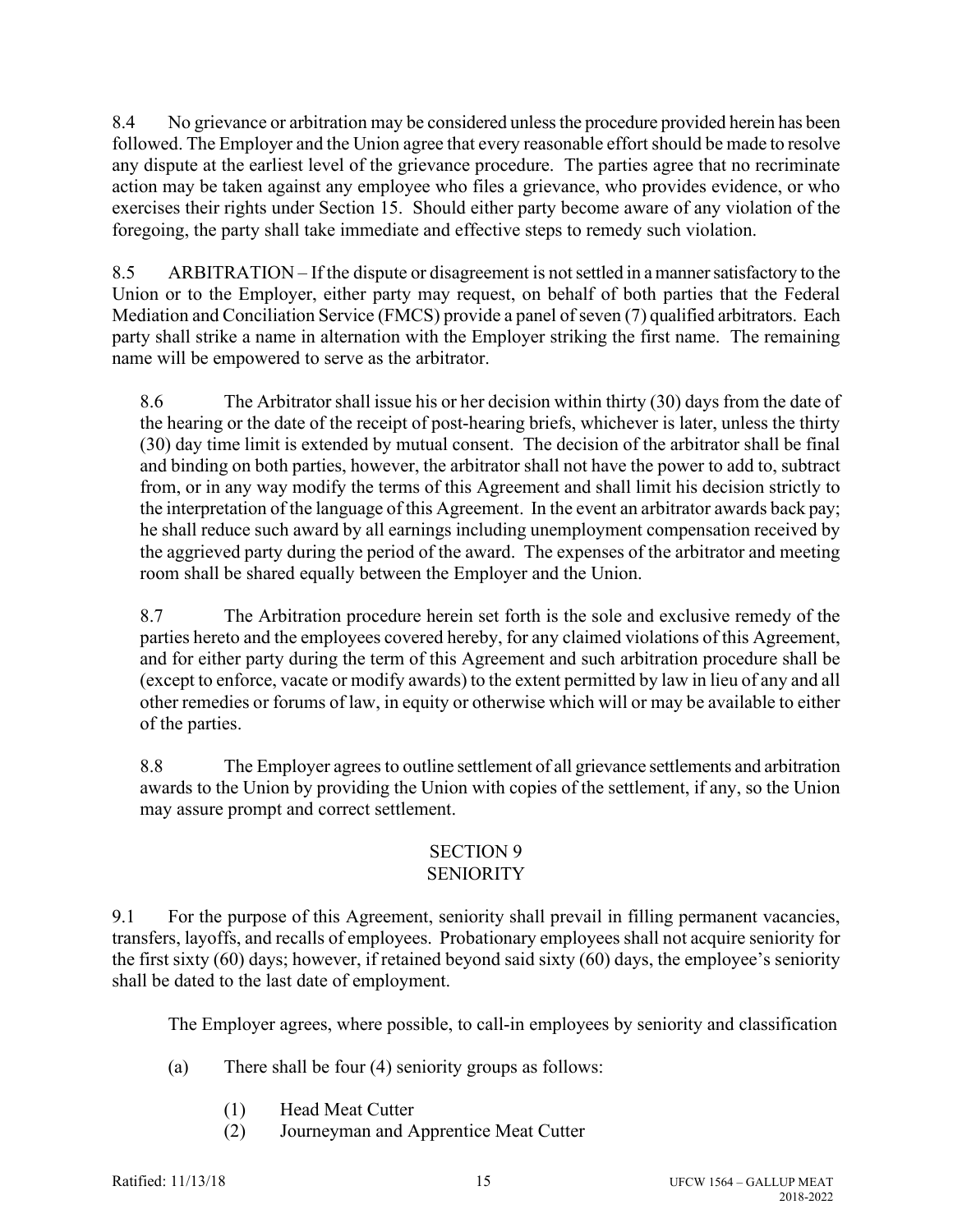8.4 No grievance or arbitration may be considered unless the procedure provided herein has been followed. The Employer and the Union agree that every reasonable effort should be made to resolve any dispute at the earliest level of the grievance procedure. The parties agree that no recriminate action may be taken against any employee who files a grievance, who provides evidence, or who exercises their rights under Section 15. Should either party become aware of any violation of the foregoing, the party shall take immediate and effective steps to remedy such violation.

8.5 ARBITRATION – If the dispute or disagreement is not settled in a manner satisfactory to the Union or to the Employer, either party may request, on behalf of both parties that the Federal Mediation and Conciliation Service (FMCS) provide a panel of seven (7) qualified arbitrators. Each party shall strike a name in alternation with the Employer striking the first name. The remaining name will be empowered to serve as the arbitrator.

8.6 The Arbitrator shall issue his or her decision within thirty (30) days from the date of the hearing or the date of the receipt of post-hearing briefs, whichever is later, unless the thirty (30) day time limit is extended by mutual consent. The decision of the arbitrator shall be final and binding on both parties, however, the arbitrator shall not have the power to add to, subtract from, or in any way modify the terms of this Agreement and shall limit his decision strictly to the interpretation of the language of this Agreement. In the event an arbitrator awards back pay; he shall reduce such award by all earnings including unemployment compensation received by the aggrieved party during the period of the award. The expenses of the arbitrator and meeting room shall be shared equally between the Employer and the Union.

8.7 The Arbitration procedure herein set forth is the sole and exclusive remedy of the parties hereto and the employees covered hereby, for any claimed violations of this Agreement, and for either party during the term of this Agreement and such arbitration procedure shall be (except to enforce, vacate or modify awards) to the extent permitted by law in lieu of any and all other remedies or forums of law, in equity or otherwise which will or may be available to either of the parties.

8.8 The Employer agrees to outline settlement of all grievance settlements and arbitration awards to the Union by providing the Union with copies of the settlement, if any, so the Union may assure prompt and correct settlement.

## SECTION 9
## SENIORITY

9.1 For the purpose of this Agreement, seniority shall prevail in filling permanent vacancies, transfers, layoffs, and recalls of employees. Probationary employees shall not acquire seniority for the first sixty (60) days; however, if retained beyond said sixty (60) days, the employee's seniority shall be dated to the last date of employment.

The Employer agrees, where possible, to call-in employees by seniority and classification

(a) There shall be four (4) seniority groups as follows:

(1) Head Meat Cutter
(2) Journeyman and Apprentice Meat Cutter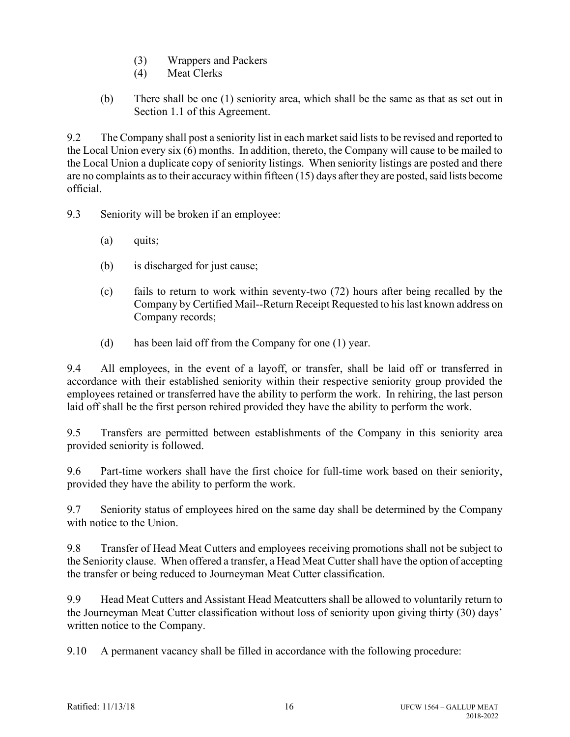(3) Wrappers and Packers
(4) Meat Clerks

(b) There shall be one (1) seniority area, which shall be the same as that as set out in Section 1.1 of this Agreement.

9.2 The Company shall post a seniority list in each market said lists to be revised and reported to the Local Union every six (6) months. In addition, thereto, the Company will cause to be mailed to the Local Union a duplicate copy of seniority listings. When seniority listings are posted and there are no complaints as to their accuracy within fifteen (15) days after they are posted, said lists become official.

9.3 Seniority will be broken if an employee:

(a) quits;

(b) is discharged for just cause;

(c) fails to return to work within seventy-two (72) hours after being recalled by the Company by Certified Mail--Return Receipt Requested to his last known address on Company records;

(d) has been laid off from the Company for one (1) year.

9.4 All employees, in the event of a layoff, or transfer, shall be laid off or transferred in accordance with their established seniority within their respective seniority group provided the employees retained or transferred have the ability to perform the work. In rehiring, the last person laid off shall be the first person rehired provided they have the ability to perform the work.

9.5 Transfers are permitted between establishments of the Company in this seniority area provided seniority is followed.

9.6 Part-time workers shall have the first choice for full-time work based on their seniority, provided they have the ability to perform the work.

9.7 Seniority status of employees hired on the same day shall be determined by the Company with notice to the Union.

9.8 Transfer of Head Meat Cutters and employees receiving promotions shall not be subject to the Seniority clause. When offered a transfer, a Head Meat Cutter shall have the option of accepting the transfer or being reduced to Journeyman Meat Cutter classification.

9.9 Head Meat Cutters and Assistant Head Meatcutters shall be allowed to voluntarily return to the Journeyman Meat Cutter classification without loss of seniority upon giving thirty (30) days' written notice to the Company.

9.10 A permanent vacancy shall be filled in accordance with the following procedure: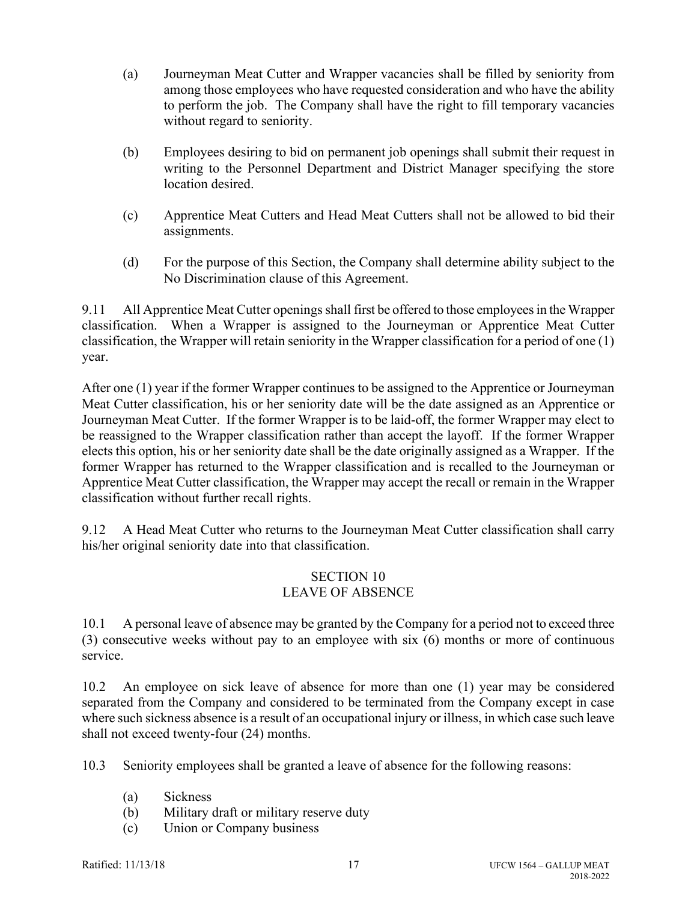(a) Journeyman Meat Cutter and Wrapper vacancies shall be filled by seniority from among those employees who have requested consideration and who have the ability to perform the job. The Company shall have the right to fill temporary vacancies without regard to seniority.

(b) Employees desiring to bid on permanent job openings shall submit their request in writing to the Personnel Department and District Manager specifying the store location desired.

(c) Apprentice Meat Cutters and Head Meat Cutters shall not be allowed to bid their assignments.

(d) For the purpose of this Section, the Company shall determine ability subject to the No Discrimination clause of this Agreement.

9.11 All Apprentice Meat Cutter openings shall first be offered to those employees in the Wrapper classification. When a Wrapper is assigned to the Journeyman or Apprentice Meat Cutter classification, the Wrapper will retain seniority in the Wrapper classification for a period of one (1) year.

After one (1) year if the former Wrapper continues to be assigned to the Apprentice or Journeyman Meat Cutter classification, his or her seniority date will be the date assigned as an Apprentice or Journeyman Meat Cutter. If the former Wrapper is to be laid-off, the former Wrapper may elect to be reassigned to the Wrapper classification rather than accept the layoff. If the former Wrapper elects this option, his or her seniority date shall be the date originally assigned as a Wrapper. If the former Wrapper has returned to the Wrapper classification and is recalled to the Journeyman or Apprentice Meat Cutter classification, the Wrapper may accept the recall or remain in the Wrapper classification without further recall rights.

9.12 A Head Meat Cutter who returns to the Journeyman Meat Cutter classification shall carry his/her original seniority date into that classification.

## SECTION 10
## LEAVE OF ABSENCE

10.1 A personal leave of absence may be granted by the Company for a period not to exceed three (3) consecutive weeks without pay to an employee with six (6) months or more of continuous service.

10.2 An employee on sick leave of absence for more than one (1) year may be considered separated from the Company and considered to be terminated from the Company except in case where such sickness absence is a result of an occupational injury or illness, in which case such leave shall not exceed twenty-four (24) months.

10.3 Seniority employees shall be granted a leave of absence for the following reasons:

(a) Sickness
(b) Military draft or military reserve duty
(c) Union or Company business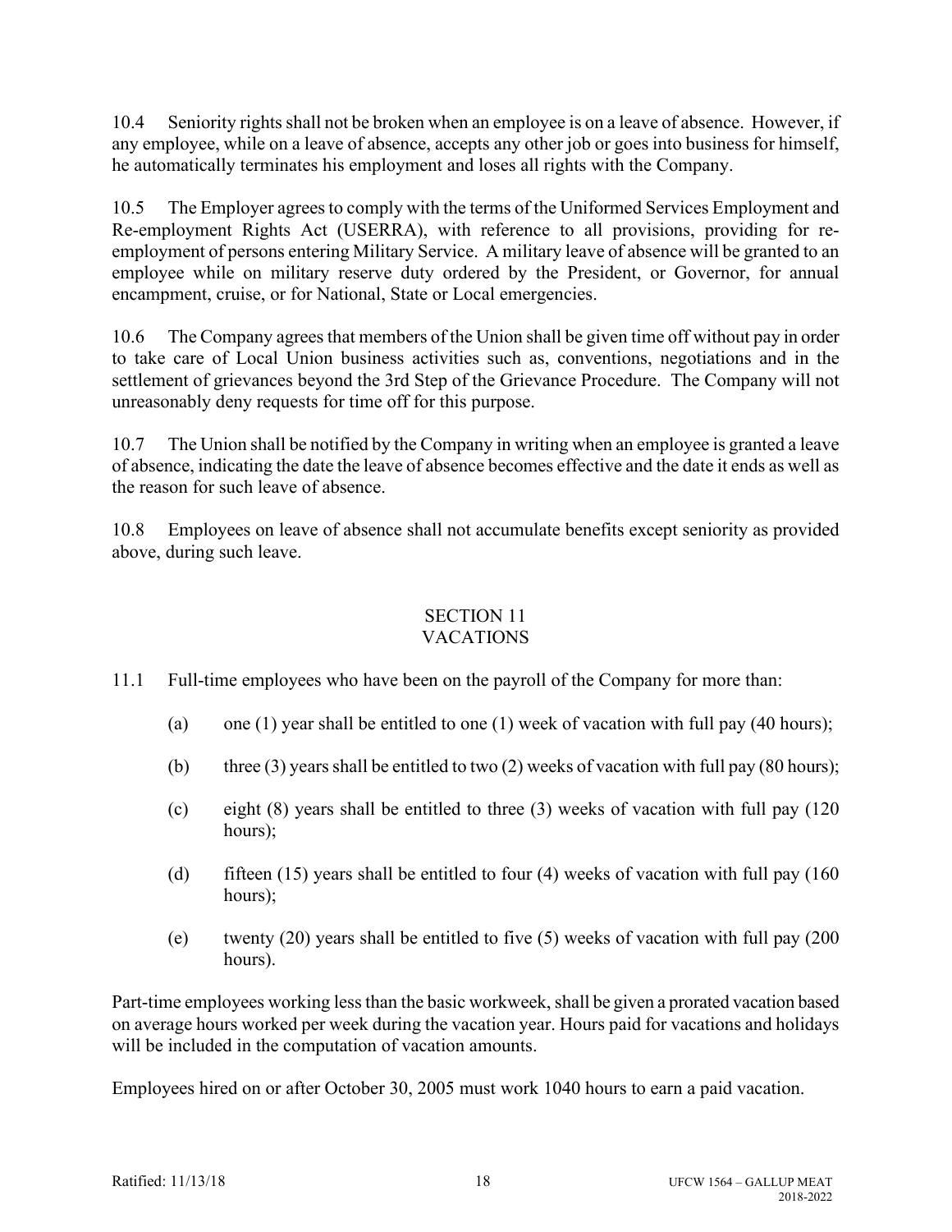10.4 Seniority rights shall not be broken when an employee is on a leave of absence. However, if any employee, while on a leave of absence, accepts any other job or goes into business for himself, he automatically terminates his employment and loses all rights with the Company.

10.5 The Employer agrees to comply with the terms of the Uniformed Services Employment and Re-employment Rights Act (USERRA), with reference to all provisions, providing for re-employment of persons entering Military Service. A military leave of absence will be granted to an employee while on military reserve duty ordered by the President, or Governor, for annual encampment, cruise, or for National, State or Local emergencies.

10.6 The Company agrees that members of the Union shall be given time off without pay in order to take care of Local Union business activities such as, conventions, negotiations and in the settlement of grievances beyond the 3rd Step of the Grievance Procedure. The Company will not unreasonably deny requests for time off for this purpose.

10.7 The Union shall be notified by the Company in writing when an employee is granted a leave of absence, indicating the date the leave of absence becomes effective and the date it ends as well as the reason for such leave of absence.

10.8 Employees on leave of absence shall not accumulate benefits except seniority as provided above, during such leave.

## SECTION 11
## VACATIONS

11.1 Full-time employees who have been on the payroll of the Company for more than:

(a) one (1) year shall be entitled to one (1) week of vacation with full pay (40 hours);

(b) three (3) years shall be entitled to two (2) weeks of vacation with full pay (80 hours);

(c) eight (8) years shall be entitled to three (3) weeks of vacation with full pay (120 hours);

(d) fifteen (15) years shall be entitled to four (4) weeks of vacation with full pay (160 hours);

(e) twenty (20) years shall be entitled to five (5) weeks of vacation with full pay (200 hours).

Part-time employees working less than the basic workweek, shall be given a prorated vacation based on average hours worked per week during the vacation year. Hours paid for vacations and holidays will be included in the computation of vacation amounts.

Employees hired on or after October 30, 2005 must work 1040 hours to earn a paid vacation.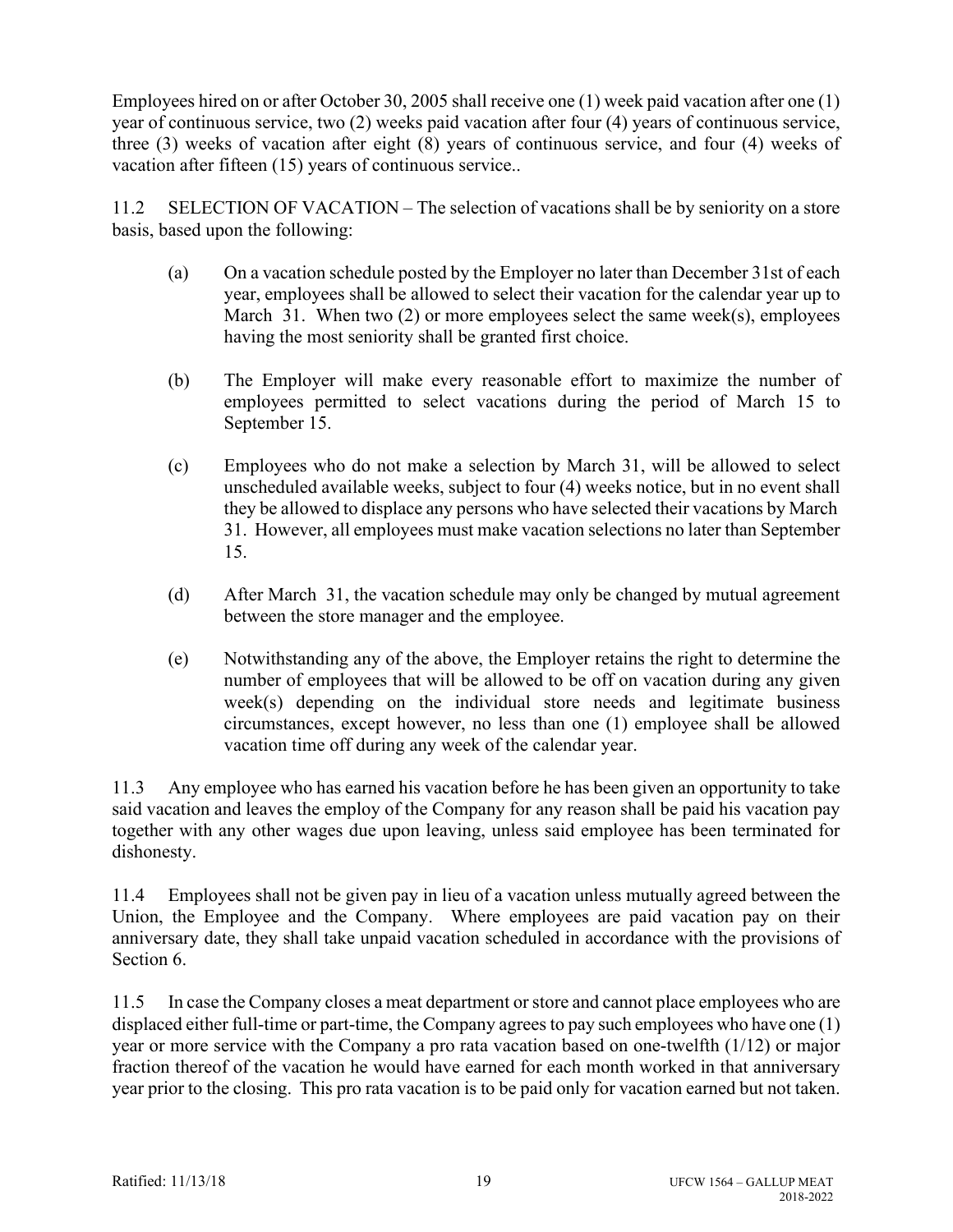Employees hired on or after October 30, 2005 shall receive one (1) week paid vacation after one (1) year of continuous service, two (2) weeks paid vacation after four (4) years of continuous service, three (3) weeks of vacation after eight (8) years of continuous service, and four (4) weeks of vacation after fifteen (15) years of continuous service..

11.2 SELECTION OF VACATION – The selection of vacations shall be by seniority on a store basis, based upon the following:

(a) On a vacation schedule posted by the Employer no later than December 31st of each year, employees shall be allowed to select their vacation for the calendar year up to March 31. When two (2) or more employees select the same week(s), employees having the most seniority shall be granted first choice.

(b) The Employer will make every reasonable effort to maximize the number of employees permitted to select vacations during the period of March 15 to September 15.

(c) Employees who do not make a selection by March 31, will be allowed to select unscheduled available weeks, subject to four (4) weeks notice, but in no event shall they be allowed to displace any persons who have selected their vacations by March 31. However, all employees must make vacation selections no later than September 15.

(d) After March 31, the vacation schedule may only be changed by mutual agreement between the store manager and the employee.

(e) Notwithstanding any of the above, the Employer retains the right to determine the number of employees that will be allowed to be off on vacation during any given week(s) depending on the individual store needs and legitimate business circumstances, except however, no less than one (1) employee shall be allowed vacation time off during any week of the calendar year.

11.3 Any employee who has earned his vacation before he has been given an opportunity to take said vacation and leaves the employ of the Company for any reason shall be paid his vacation pay together with any other wages due upon leaving, unless said employee has been terminated for dishonesty.

11.4 Employees shall not be given pay in lieu of a vacation unless mutually agreed between the Union, the Employee and the Company. Where employees are paid vacation pay on their anniversary date, they shall take unpaid vacation scheduled in accordance with the provisions of Section 6.

11.5 In case the Company closes a meat department or store and cannot place employees who are displaced either full-time or part-time, the Company agrees to pay such employees who have one (1) year or more service with the Company a pro rata vacation based on one-twelfth (1/12) or major fraction thereof of the vacation he would have earned for each month worked in that anniversary year prior to the closing. This pro rata vacation is to be paid only for vacation earned but not taken.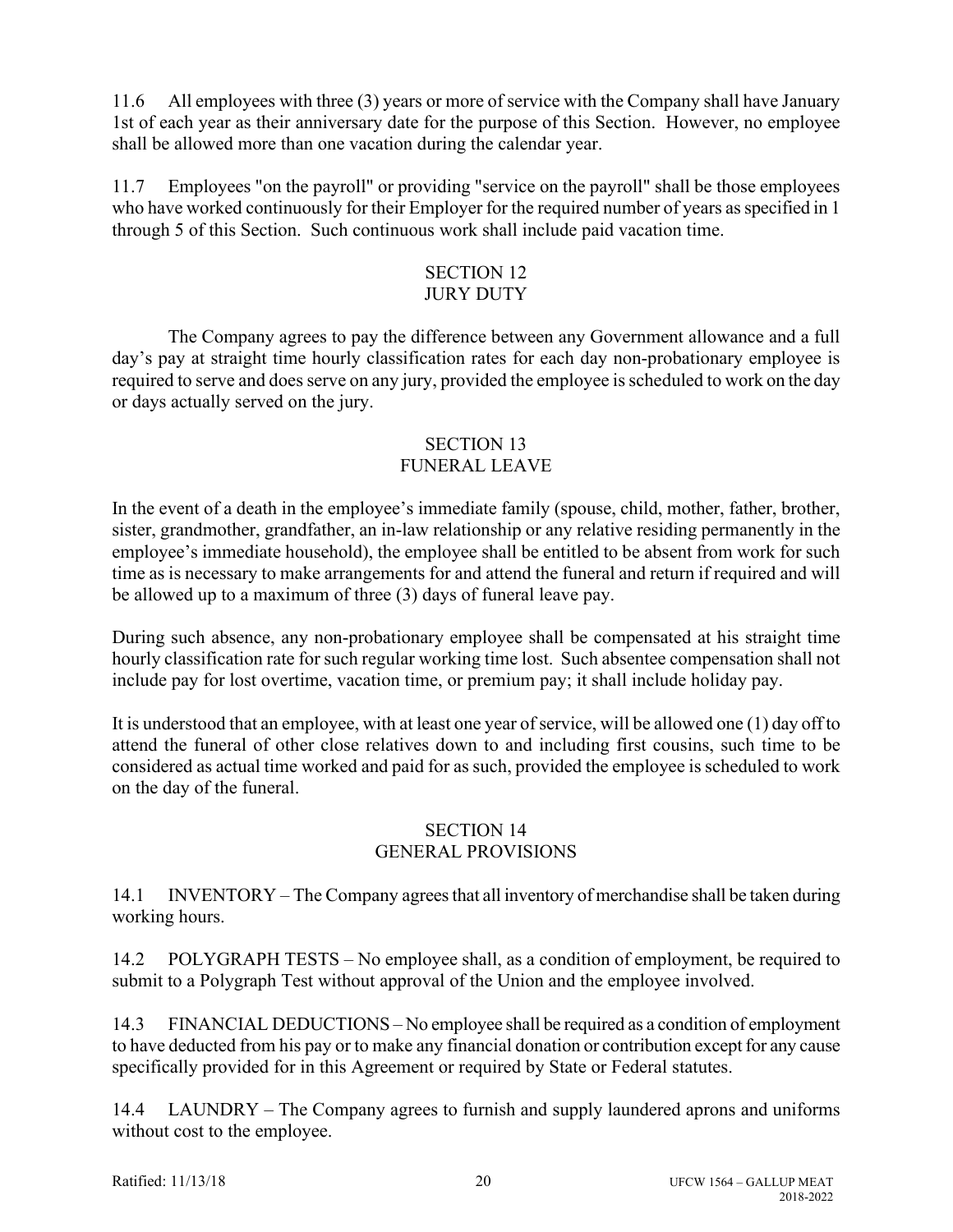11.6 All employees with three (3) years or more of service with the Company shall have January 1st of each year as their anniversary date for the purpose of this Section. However, no employee shall be allowed more than one vacation during the calendar year.

11.7 Employees "on the payroll" or providing "service on the payroll" shall be those employees who have worked continuously for their Employer for the required number of years as specified in 1 through 5 of this Section. Such continuous work shall include paid vacation time.

## SECTION 12
## JURY DUTY

The Company agrees to pay the difference between any Government allowance and a full day's pay at straight time hourly classification rates for each day non-probationary employee is required to serve and does serve on any jury, provided the employee is scheduled to work on the day or days actually served on the jury.

## SECTION 13
## FUNERAL LEAVE

In the event of a death in the employee's immediate family (spouse, child, mother, father, brother, sister, grandmother, grandfather, an in-law relationship or any relative residing permanently in the employee's immediate household), the employee shall be entitled to be absent from work for such time as is necessary to make arrangements for and attend the funeral and return if required and will be allowed up to a maximum of three (3) days of funeral leave pay.

During such absence, any non-probationary employee shall be compensated at his straight time hourly classification rate for such regular working time lost. Such absentee compensation shall not include pay for lost overtime, vacation time, or premium pay; it shall include holiday pay.

It is understood that an employee, with at least one year of service, will be allowed one (1) day off to attend the funeral of other close relatives down to and including first cousins, such time to be considered as actual time worked and paid for as such, provided the employee is scheduled to work on the day of the funeral.

## SECTION 14
## GENERAL PROVISIONS

14.1 INVENTORY – The Company agrees that all inventory of merchandise shall be taken during working hours.

14.2 POLYGRAPH TESTS – No employee shall, as a condition of employment, be required to submit to a Polygraph Test without approval of the Union and the employee involved.

14.3 FINANCIAL DEDUCTIONS – No employee shall be required as a condition of employment to have deducted from his pay or to make any financial donation or contribution except for any cause specifically provided for in this Agreement or required by State or Federal statutes.

14.4 LAUNDRY – The Company agrees to furnish and supply laundered aprons and uniforms without cost to the employee.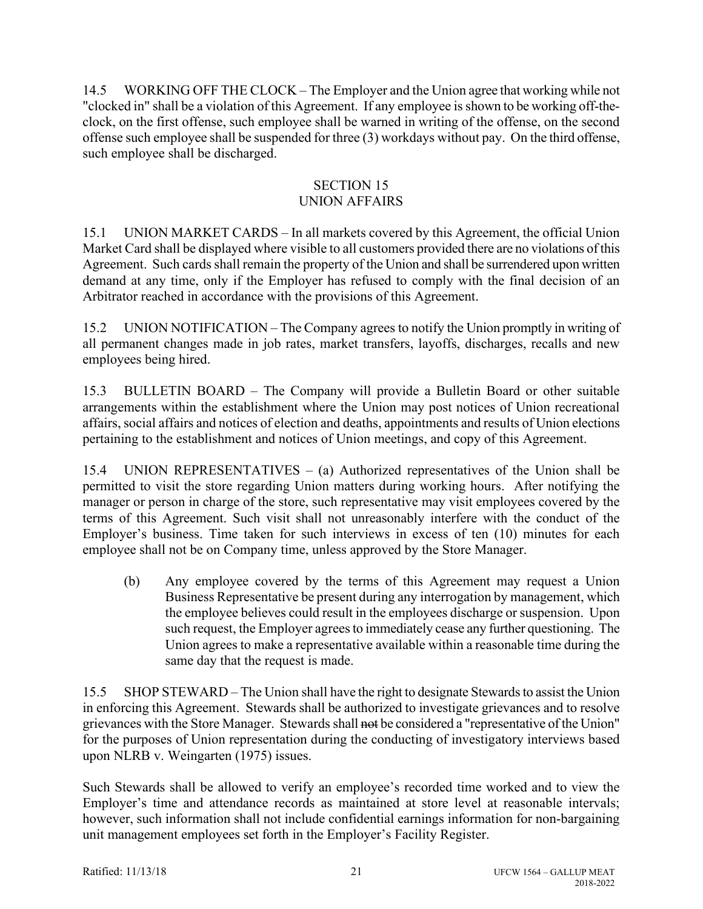14.5 WORKING OFF THE CLOCK – The Employer and the Union agree that working while not "clocked in" shall be a violation of this Agreement. If any employee is shown to be working off-the-clock, on the first offense, such employee shall be warned in writing of the offense, on the second offense such employee shall be suspended for three (3) workdays without pay. On the third offense, such employee shall be discharged.

## SECTION 15
## UNION AFFAIRS

15.1 UNION MARKET CARDS – In all markets covered by this Agreement, the official Union Market Card shall be displayed where visible to all customers provided there are no violations of this Agreement. Such cards shall remain the property of the Union and shall be surrendered upon written demand at any time, only if the Employer has refused to comply with the final decision of an Arbitrator reached in accordance with the provisions of this Agreement.

15.2 UNION NOTIFICATION – The Company agrees to notify the Union promptly in writing of all permanent changes made in job rates, market transfers, layoffs, discharges, recalls and new employees being hired.

15.3 BULLETIN BOARD – The Company will provide a Bulletin Board or other suitable arrangements within the establishment where the Union may post notices of Union recreational affairs, social affairs and notices of election and deaths, appointments and results of Union elections pertaining to the establishment and notices of Union meetings, and copy of this Agreement.

15.4 UNION REPRESENTATIVES – (a) Authorized representatives of the Union shall be permitted to visit the store regarding Union matters during working hours. After notifying the manager or person in charge of the store, such representative may visit employees covered by the terms of this Agreement. Such visit shall not unreasonably interfere with the conduct of the Employer's business. Time taken for such interviews in excess of ten (10) minutes for each employee shall not be on Company time, unless approved by the Store Manager.

(b) Any employee covered by the terms of this Agreement may request a Union Business Representative be present during any interrogation by management, which the employee believes could result in the employees discharge or suspension. Upon such request, the Employer agrees to immediately cease any further questioning. The Union agrees to make a representative available within a reasonable time during the same day that the request is made.

15.5 SHOP STEWARD – The Union shall have the right to designate Stewards to assist the Union in enforcing this Agreement. Stewards shall be authorized to investigate grievances and to resolve grievances with the Store Manager. Stewards shall ~~not~~ be considered a "representative of the Union" for the purposes of Union representation during the conducting of investigatory interviews based upon NLRB v. Weingarten (1975) issues.

Such Stewards shall be allowed to verify an employee's recorded time worked and to view the Employer's time and attendance records as maintained at store level at reasonable intervals; however, such information shall not include confidential earnings information for non-bargaining unit management employees set forth in the Employer's Facility Register.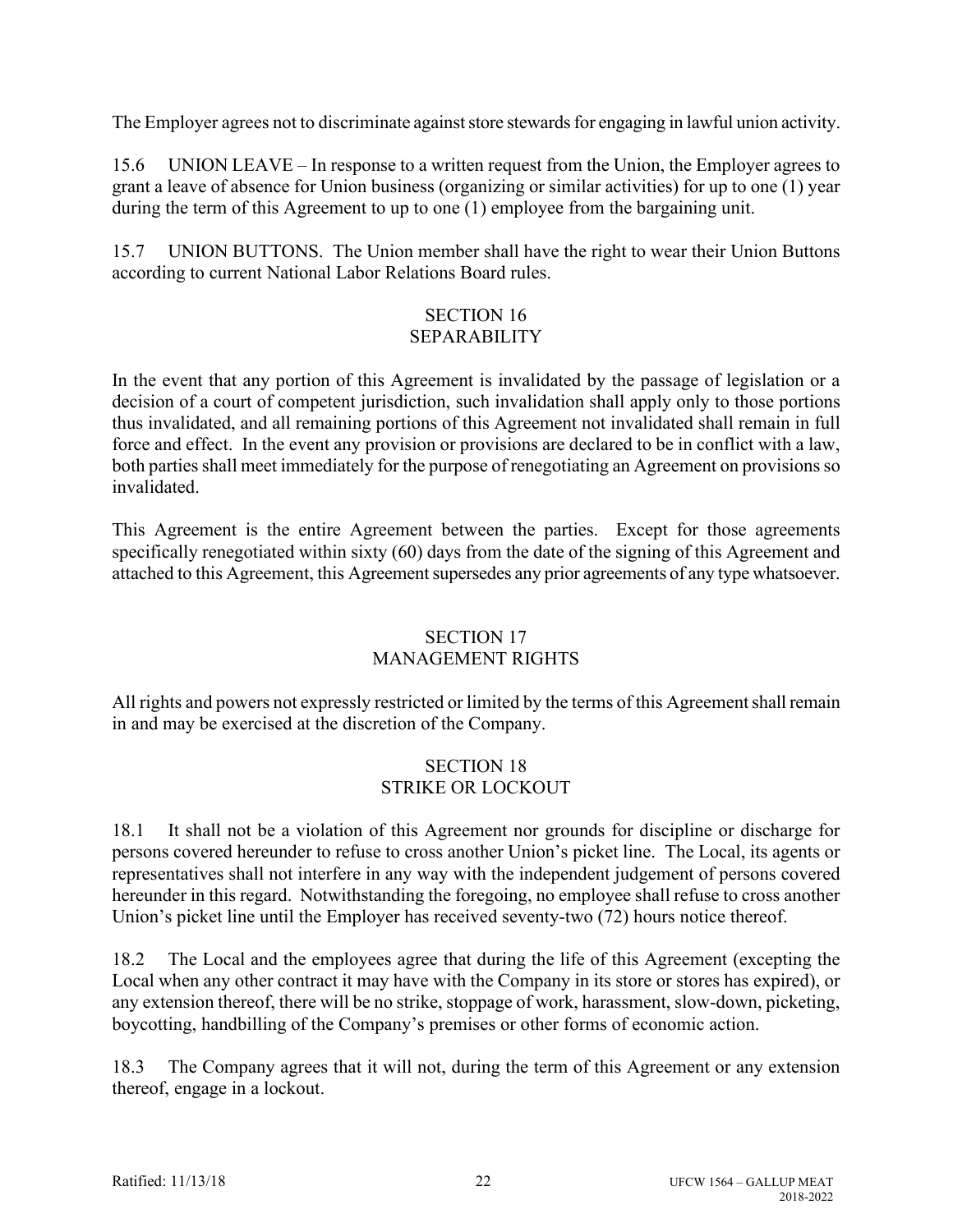The Employer agrees not to discriminate against store stewards for engaging in lawful union activity.

15.6 UNION LEAVE – In response to a written request from the Union, the Employer agrees to grant a leave of absence for Union business (organizing or similar activities) for up to one (1) year during the term of this Agreement to up to one (1) employee from the bargaining unit.

15.7 UNION BUTTONS. The Union member shall have the right to wear their Union Buttons according to current National Labor Relations Board rules.

## SECTION 16
## SEPARABILITY

In the event that any portion of this Agreement is invalidated by the passage of legislation or a decision of a court of competent jurisdiction, such invalidation shall apply only to those portions thus invalidated, and all remaining portions of this Agreement not invalidated shall remain in full force and effect. In the event any provision or provisions are declared to be in conflict with a law, both parties shall meet immediately for the purpose of renegotiating an Agreement on provisions so invalidated.

This Agreement is the entire Agreement between the parties. Except for those agreements specifically renegotiated within sixty (60) days from the date of the signing of this Agreement and attached to this Agreement, this Agreement supersedes any prior agreements of any type whatsoever.

## SECTION 17
## MANAGEMENT RIGHTS

All rights and powers not expressly restricted or limited by the terms of this Agreement shall remain in and may be exercised at the discretion of the Company.

## SECTION 18
## STRIKE OR LOCKOUT

18.1 It shall not be a violation of this Agreement nor grounds for discipline or discharge for persons covered hereunder to refuse to cross another Union's picket line. The Local, its agents or representatives shall not interfere in any way with the independent judgement of persons covered hereunder in this regard. Notwithstanding the foregoing, no employee shall refuse to cross another Union's picket line until the Employer has received seventy-two (72) hours notice thereof.

18.2 The Local and the employees agree that during the life of this Agreement (excepting the Local when any other contract it may have with the Company in its store or stores has expired), or any extension thereof, there will be no strike, stoppage of work, harassment, slow-down, picketing, boycotting, handbilling of the Company's premises or other forms of economic action.

18.3 The Company agrees that it will not, during the term of this Agreement or any extension thereof, engage in a lockout.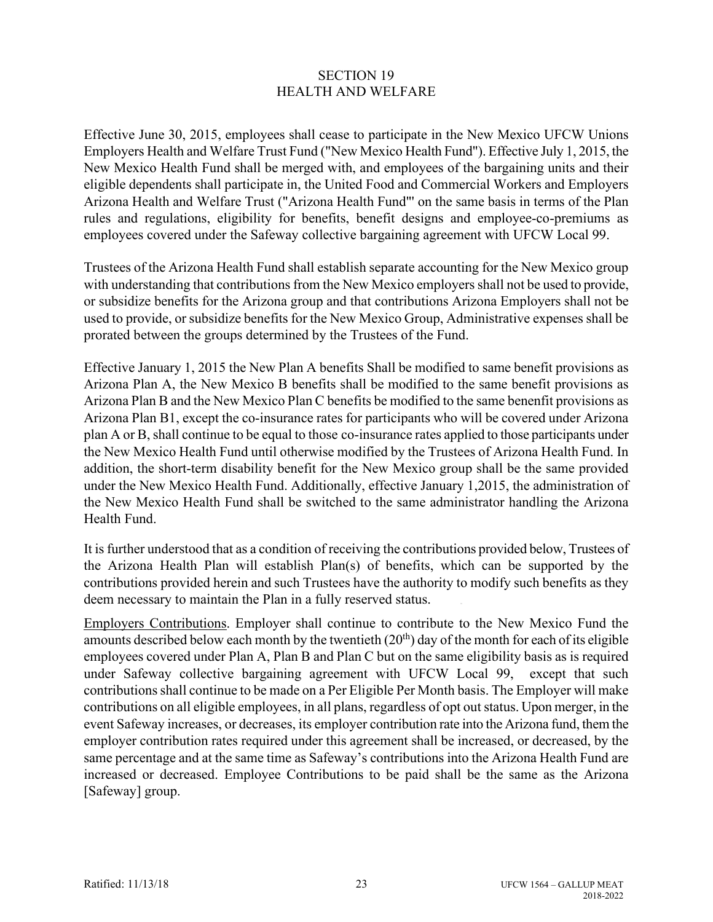# SECTION 19
# HEALTH AND WELFARE

Effective June 30, 2015, employees shall cease to participate in the New Mexico UFCW Unions Employers Health and Welfare Trust Fund ("New Mexico Health Fund"). Effective July 1, 2015, the New Mexico Health Fund shall be merged with, and employees of the bargaining units and their eligible dependents shall participate in, the United Food and Commercial Workers and Employers Arizona Health and Welfare Trust ("Arizona Health Fund"' on the same basis in terms of the Plan rules and regulations, eligibility for benefits, benefit designs and employee-co-premiums as employees covered under the Safeway collective bargaining agreement with UFCW Local 99.

Trustees of the Arizona Health Fund shall establish separate accounting for the New Mexico group with understanding that contributions from the New Mexico employers shall not be used to provide, or subsidize benefits for the Arizona group and that contributions Arizona Employers shall not be used to provide, or subsidize benefits for the New Mexico Group, Administrative expenses shall be prorated between the groups determined by the Trustees of the Fund.

Effective January 1, 2015 the New Plan A benefits Shall be modified to same benefit provisions as Arizona Plan A, the New Mexico B benefits shall be modified to the same benefit provisions as Arizona Plan B and the New Mexico Plan C benefits be modified to the same benenfit provisions as Arizona Plan B1, except the co-insurance rates for participants who will be covered under Arizona plan A or B, shall continue to be equal to those co-insurance rates applied to those participants under the New Mexico Health Fund until otherwise modified by the Trustees of Arizona Health Fund. In addition, the short-term disability benefit for the New Mexico group shall be the same provided under the New Mexico Health Fund. Additionally, effective January 1,2015, the administration of the New Mexico Health Fund shall be switched to the same administrator handling the Arizona Health Fund.

It is further understood that as a condition of receiving the contributions provided below, Trustees of the Arizona Health Plan will establish Plan(s) of benefits, which can be supported by the contributions provided herein and such Trustees have the authority to modify such benefits as they deem necessary to maintain the Plan in a fully reserved status.

Employers Contributions. Employer shall continue to contribute to the New Mexico Fund the amounts described below each month by the twentieth (20th) day of the month for each of its eligible employees covered under Plan A, Plan B and Plan C but on the same eligibility basis as is required under Safeway collective bargaining agreement with UFCW Local 99, except that such contributions shall continue to be made on a Per Eligible Per Month basis. The Employer will make contributions on all eligible employees, in all plans, regardless of opt out status. Upon merger, in the event Safeway increases, or decreases, its employer contribution rate into the Arizona fund, them the employer contribution rates required under this agreement shall be increased, or decreased, by the same percentage and at the same time as Safeway's contributions into the Arizona Health Fund are increased or decreased. Employee Contributions to be paid shall be the same as the Arizona [Safeway] group.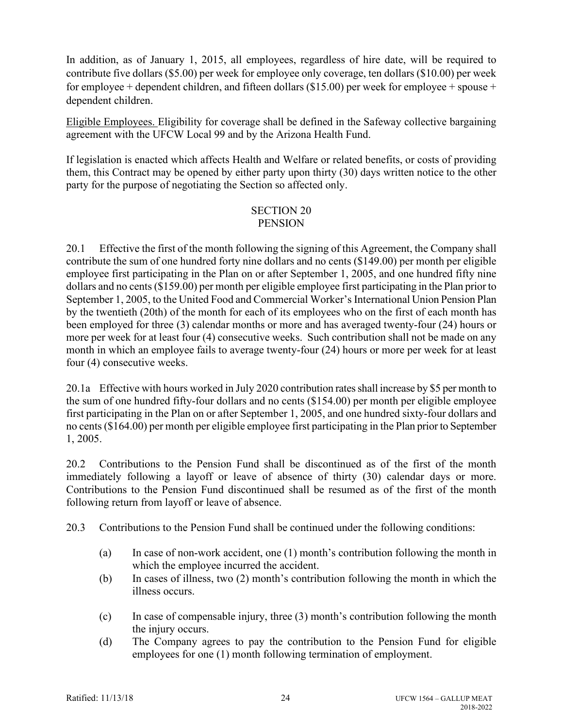In addition, as of January 1, 2015, all employees, regardless of hire date, will be required to contribute five dollars ($5.00) per week for employee only coverage, ten dollars ($10.00) per week for employee + dependent children, and fifteen dollars ($15.00) per week for employee + spouse + dependent children.

Eligible Employees. Eligibility for coverage shall be defined in the Safeway collective bargaining agreement with the UFCW Local 99 and by the Arizona Health Fund.

If legislation is enacted which affects Health and Welfare or related benefits, or costs of providing them, this Contract may be opened by either party upon thirty (30) days written notice to the other party for the purpose of negotiating the Section so affected only.

## SECTION 20
## PENSION

20.1 Effective the first of the month following the signing of this Agreement, the Company shall contribute the sum of one hundred forty nine dollars and no cents ($149.00) per month per eligible employee first participating in the Plan on or after September 1, 2005, and one hundred fifty nine dollars and no cents ($159.00) per month per eligible employee first participating in the Plan prior to September 1, 2005, to the United Food and Commercial Worker's International Union Pension Plan by the twentieth (20th) of the month for each of its employees who on the first of each month has been employed for three (3) calendar months or more and has averaged twenty-four (24) hours or more per week for at least four (4) consecutive weeks. Such contribution shall not be made on any month in which an employee fails to average twenty-four (24) hours or more per week for at least four (4) consecutive weeks.

20.1a Effective with hours worked in July 2020 contribution rates shall increase by $5 per month to the sum of one hundred fifty-four dollars and no cents ($154.00) per month per eligible employee first participating in the Plan on or after September 1, 2005, and one hundred sixty-four dollars and no cents ($164.00) per month per eligible employee first participating in the Plan prior to September 1, 2005.

20.2 Contributions to the Pension Fund shall be discontinued as of the first of the month immediately following a layoff or leave of absence of thirty (30) calendar days or more. Contributions to the Pension Fund discontinued shall be resumed as of the first of the month following return from layoff or leave of absence.

20.3 Contributions to the Pension Fund shall be continued under the following conditions:

(a) In case of non-work accident, one (1) month's contribution following the month in which the employee incurred the accident.

(b) In cases of illness, two (2) month's contribution following the month in which the illness occurs.

(c) In case of compensable injury, three (3) month's contribution following the month the injury occurs.

(d) The Company agrees to pay the contribution to the Pension Fund for eligible employees for one (1) month following termination of employment.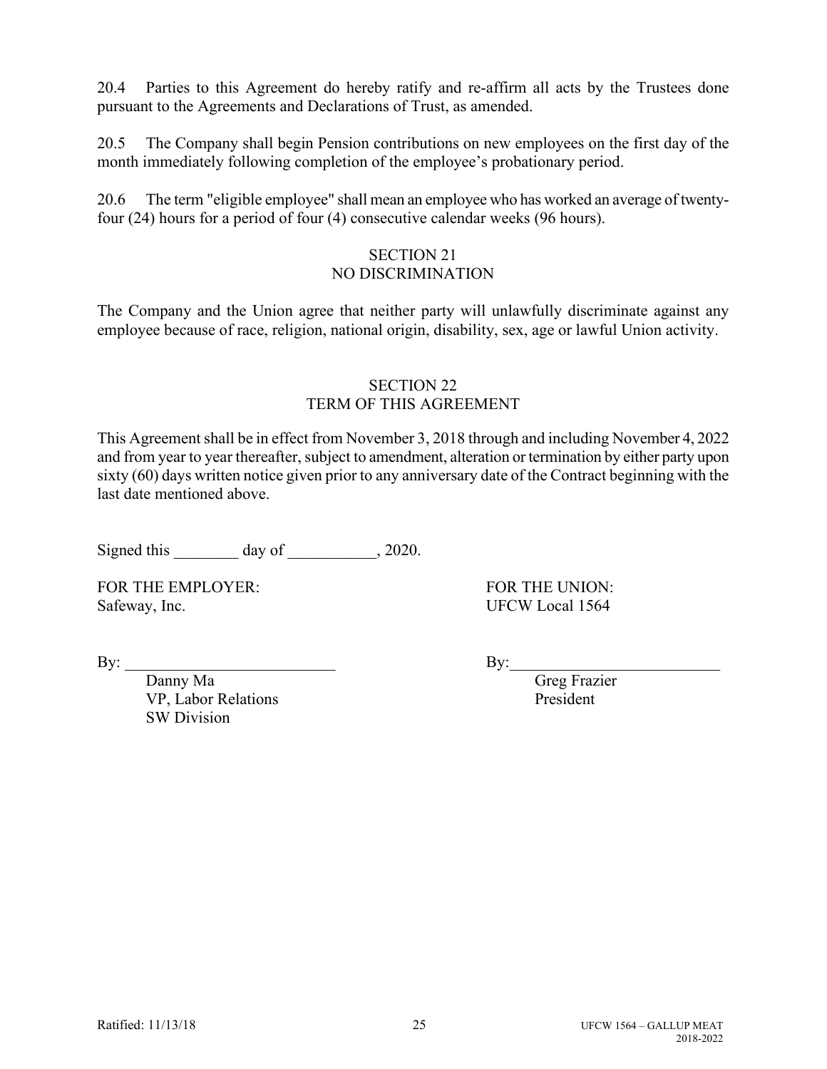20.4 Parties to this Agreement do hereby ratify and re-affirm all acts by the Trustees done pursuant to the Agreements and Declarations of Trust, as amended.

20.5 The Company shall begin Pension contributions on new employees on the first day of the month immediately following completion of the employee's probationary period.

20.6 The term "eligible employee" shall mean an employee who has worked an average of twenty-four (24) hours for a period of four (4) consecutive calendar weeks (96 hours).

## SECTION 21
## NO DISCRIMINATION

The Company and the Union agree that neither party will unlawfully discriminate against any employee because of race, religion, national origin, disability, sex, age or lawful Union activity.

## SECTION 22
## TERM OF THIS AGREEMENT

This Agreement shall be in effect from November 3, 2018 through and including November 4, 2022 and from year to year thereafter, subject to amendment, alteration or termination by either party upon sixty (60) days written notice given prior to any anniversary date of the Contract beginning with the last date mentioned above.

Signed this ________ day of ___________, 2020.

FOR THE EMPLOYER:
Safeway, Inc.

By: __________________________
Danny Ma
VP, Labor Relations
SW Division

FOR THE UNION:
UFCW Local 1564

By:__________________________
Greg Frazier
President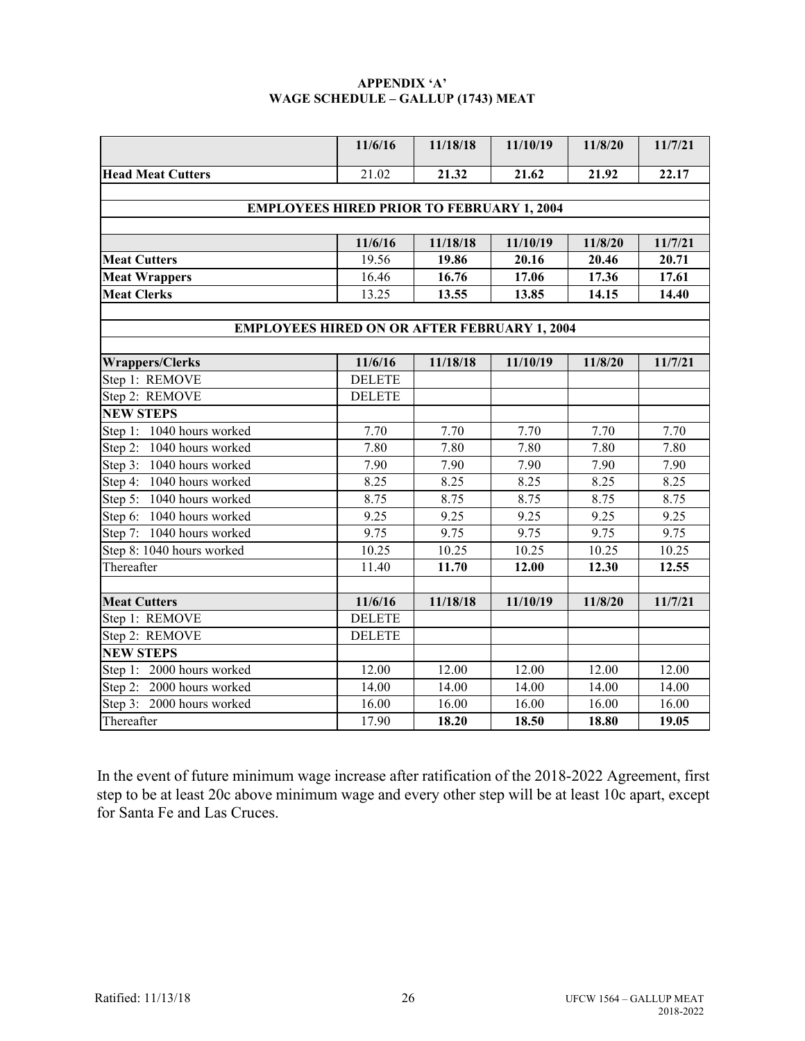**APPENDIX 'A'**
**WAGE SCHEDULE – GALLUP (1743) MEAT**

| | 11/6/16 | 11/18/18 | 11/10/19 | 11/8/20 | 11/7/21 |
|---|---|---|---|---|---|
| **Head Meat Cutters** | 21.02 | **21.32** | **21.62** | **21.92** | **22.17** |
| | | | | | |
| **EMPLOYEES HIRED PRIOR TO FEBRUARY 1, 2004** | | | | | |
| | | | | | |
| | **11/6/16** | **11/18/18** | **11/10/19** | **11/8/20** | **11/7/21** |
| **Meat Cutters** | 19.56 | **19.86** | **20.16** | **20.46** | **20.71** |
| **Meat Wrappers** | 16.46 | **16.76** | **17.06** | **17.36** | **17.61** |
| **Meat Clerks** | 13.25 | **13.55** | **13.85** | **14.15** | **14.40** |
| | | | | | |
| **EMPLOYEES HIRED ON OR AFTER FEBRUARY 1, 2004** | | | | | |
| | | | | | |
| **Wrappers/Clerks** | **11/6/16** | **11/18/18** | **11/10/19** | **11/8/20** | **11/7/21** |
| Step 1: REMOVE | DELETE | | | | |
| Step 2: REMOVE | DELETE | | | | |
| **NEW STEPS** | | | | | |
| Step 1: 1040 hours worked | 7.70 | 7.70 | 7.70 | 7.70 | 7.70 |
| Step 2: 1040 hours worked | 7.80 | 7.80 | 7.80 | 7.80 | 7.80 |
| Step 3: 1040 hours worked | 7.90 | 7.90 | 7.90 | 7.90 | 7.90 |
| Step 4: 1040 hours worked | 8.25 | 8.25 | 8.25 | 8.25 | 8.25 |
| Step 5: 1040 hours worked | 8.75 | 8.75 | 8.75 | 8.75 | 8.75 |
| Step 6: 1040 hours worked | 9.25 | 9.25 | 9.25 | 9.25 | 9.25 |
| Step 7: 1040 hours worked | 9.75 | 9.75 | 9.75 | 9.75 | 9.75 |
| Step 8: 1040 hours worked | 10.25 | 10.25 | 10.25 | 10.25 | 10.25 |
| Thereafter | 11.40 | **11.70** | **12.00** | **12.30** | **12.55** |
| | | | | | |
| **Meat Cutters** | **11/6/16** | **11/18/18** | **11/10/19** | **11/8/20** | **11/7/21** |
| Step 1: REMOVE | DELETE | | | | |
| Step 2: REMOVE | DELETE | | | | |
| **NEW STEPS** | | | | | |
| Step 1: 2000 hours worked | 12.00 | 12.00 | 12.00 | 12.00 | 12.00 |
| Step 2: 2000 hours worked | 14.00 | 14.00 | 14.00 | 14.00 | 14.00 |
| Step 3: 2000 hours worked | 16.00 | 16.00 | 16.00 | 16.00 | 16.00 |
| Thereafter | 17.90 | **18.20** | **18.50** | **18.80** | **19.05** |

In the event of future minimum wage increase after ratification of the 2018-2022 Agreement, first step to be at least 20c above minimum wage and every other step will be at least 10c apart, except for Santa Fe and Las Cruces.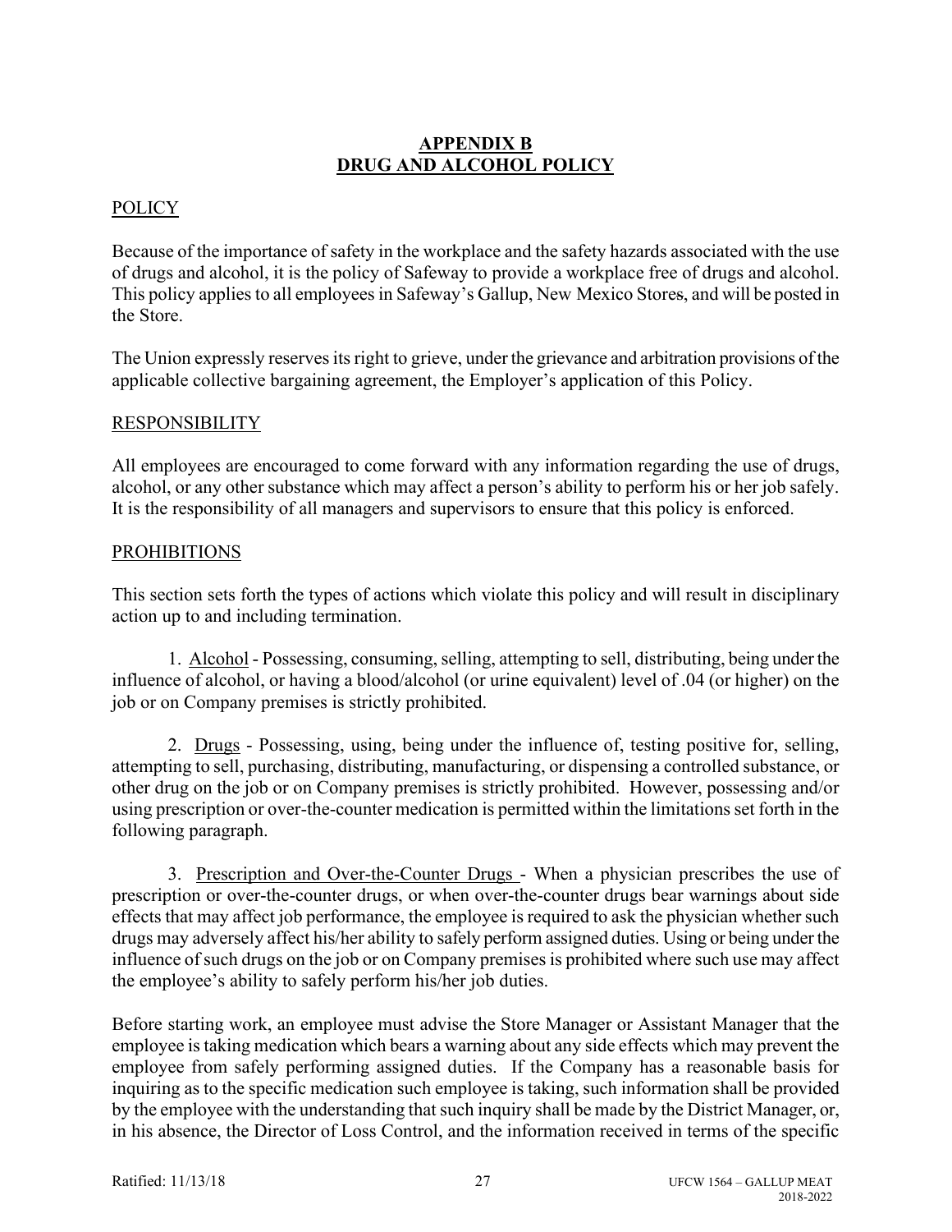# APPENDIX B
# DRUG AND ALCOHOL POLICY

## POLICY

Because of the importance of safety in the workplace and the safety hazards associated with the use of drugs and alcohol, it is the policy of Safeway to provide a workplace free of drugs and alcohol. This policy applies to all employees in Safeway's Gallup, New Mexico Stores, and will be posted in the Store.

The Union expressly reserves its right to grieve, under the grievance and arbitration provisions of the applicable collective bargaining agreement, the Employer's application of this Policy.

## RESPONSIBILITY

All employees are encouraged to come forward with any information regarding the use of drugs, alcohol, or any other substance which may affect a person's ability to perform his or her job safely. It is the responsibility of all managers and supervisors to ensure that this policy is enforced.

## PROHIBITIONS

This section sets forth the types of actions which violate this policy and will result in disciplinary action up to and including termination.

1. Alcohol - Possessing, consuming, selling, attempting to sell, distributing, being under the influence of alcohol, or having a blood/alcohol (or urine equivalent) level of .04 (or higher) on the job or on Company premises is strictly prohibited.

2. Drugs - Possessing, using, being under the influence of, testing positive for, selling, attempting to sell, purchasing, distributing, manufacturing, or dispensing a controlled substance, or other drug on the job or on Company premises is strictly prohibited. However, possessing and/or using prescription or over-the-counter medication is permitted within the limitations set forth in the following paragraph.

3. Prescription and Over-the-Counter Drugs - When a physician prescribes the use of prescription or over-the-counter drugs, or when over-the-counter drugs bear warnings about side effects that may affect job performance, the employee is required to ask the physician whether such drugs may adversely affect his/her ability to safely perform assigned duties. Using or being under the influence of such drugs on the job or on Company premises is prohibited where such use may affect the employee's ability to safely perform his/her job duties.

Before starting work, an employee must advise the Store Manager or Assistant Manager that the employee is taking medication which bears a warning about any side effects which may prevent the employee from safely performing assigned duties. If the Company has a reasonable basis for inquiring as to the specific medication such employee is taking, such information shall be provided by the employee with the understanding that such inquiry shall be made by the District Manager, or, in his absence, the Director of Loss Control, and the information received in terms of the specific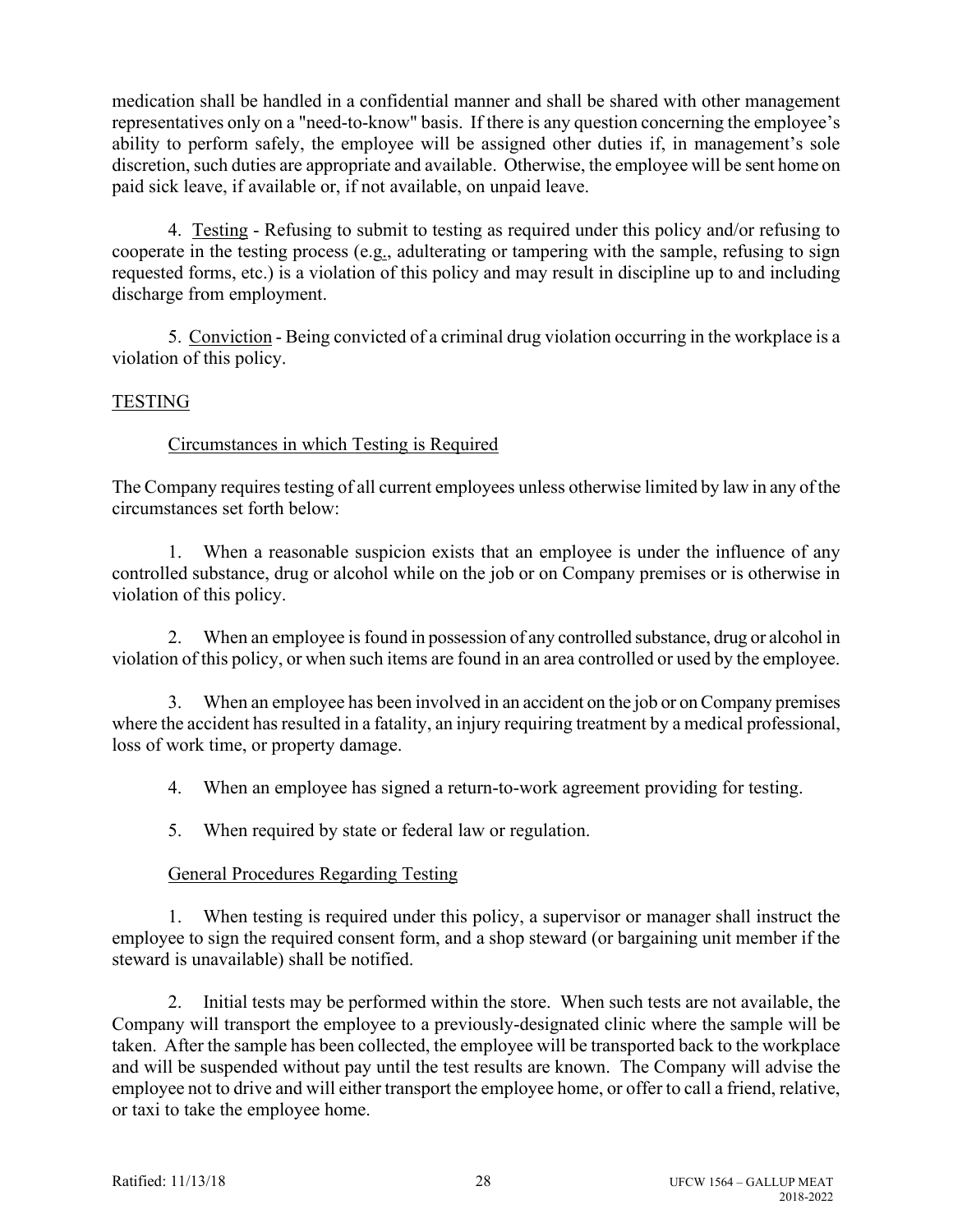medication shall be handled in a confidential manner and shall be shared with other management representatives only on a "need-to-know" basis. If there is any question concerning the employee's ability to perform safely, the employee will be assigned other duties if, in management's sole discretion, such duties are appropriate and available. Otherwise, the employee will be sent home on paid sick leave, if available or, if not available, on unpaid leave.

4. Testing - Refusing to submit to testing as required under this policy and/or refusing to cooperate in the testing process (e.g., adulterating or tampering with the sample, refusing to sign requested forms, etc.) is a violation of this policy and may result in discipline up to and including discharge from employment.

5. Conviction - Being convicted of a criminal drug violation occurring in the workplace is a violation of this policy.

## TESTING

### Circumstances in which Testing is Required

The Company requires testing of all current employees unless otherwise limited by law in any of the circumstances set forth below:

1. When a reasonable suspicion exists that an employee is under the influence of any controlled substance, drug or alcohol while on the job or on Company premises or is otherwise in violation of this policy.

2. When an employee is found in possession of any controlled substance, drug or alcohol in violation of this policy, or when such items are found in an area controlled or used by the employee.

3. When an employee has been involved in an accident on the job or on Company premises where the accident has resulted in a fatality, an injury requiring treatment by a medical professional, loss of work time, or property damage.

4. When an employee has signed a return-to-work agreement providing for testing.

5. When required by state or federal law or regulation.

### General Procedures Regarding Testing

1. When testing is required under this policy, a supervisor or manager shall instruct the employee to sign the required consent form, and a shop steward (or bargaining unit member if the steward is unavailable) shall be notified.

2. Initial tests may be performed within the store. When such tests are not available, the Company will transport the employee to a previously-designated clinic where the sample will be taken. After the sample has been collected, the employee will be transported back to the workplace and will be suspended without pay until the test results are known. The Company will advise the employee not to drive and will either transport the employee home, or offer to call a friend, relative, or taxi to take the employee home.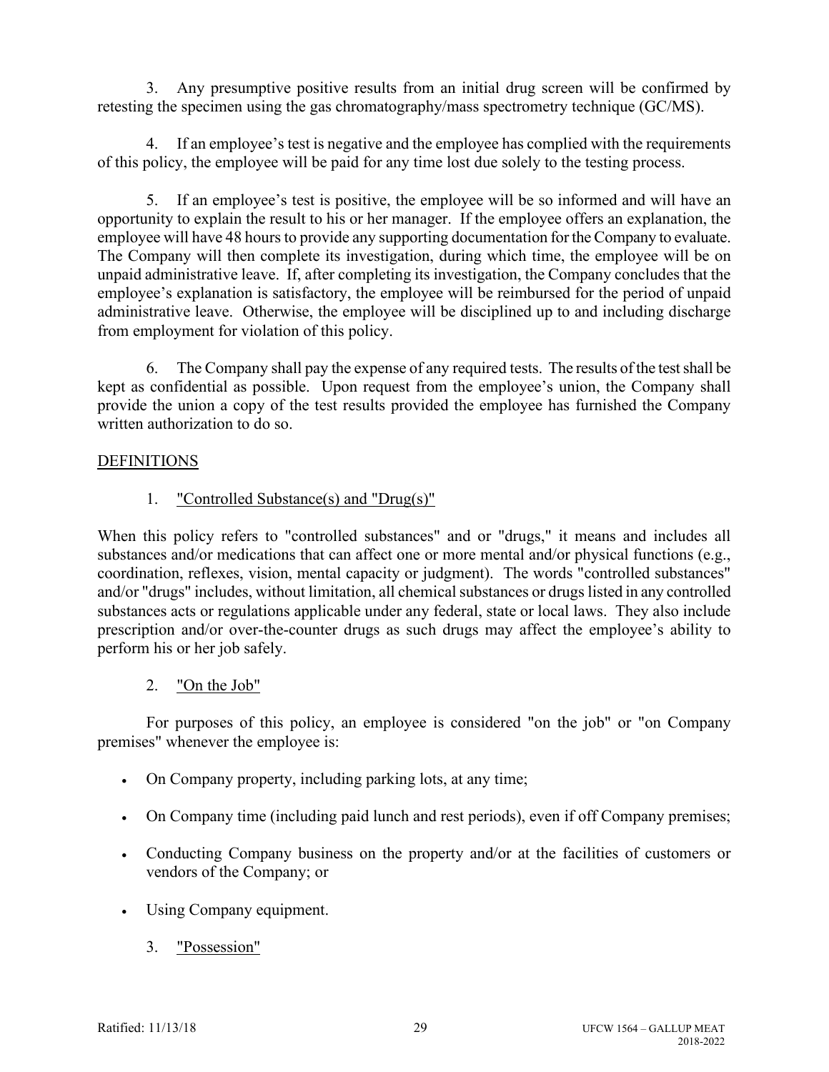3. Any presumptive positive results from an initial drug screen will be confirmed by retesting the specimen using the gas chromatography/mass spectrometry technique (GC/MS).

4. If an employee's test is negative and the employee has complied with the requirements of this policy, the employee will be paid for any time lost due solely to the testing process.

5. If an employee's test is positive, the employee will be so informed and will have an opportunity to explain the result to his or her manager. If the employee offers an explanation, the employee will have 48 hours to provide any supporting documentation for the Company to evaluate. The Company will then complete its investigation, during which time, the employee will be on unpaid administrative leave. If, after completing its investigation, the Company concludes that the employee's explanation is satisfactory, the employee will be reimbursed for the period of unpaid administrative leave. Otherwise, the employee will be disciplined up to and including discharge from employment for violation of this policy.

6. The Company shall pay the expense of any required tests. The results of the test shall be kept as confidential as possible. Upon request from the employee's union, the Company shall provide the union a copy of the test results provided the employee has furnished the Company written authorization to do so.

## DEFINITIONS

1. "Controlled Substance(s) and "Drug(s)"

When this policy refers to "controlled substances" and or "drugs," it means and includes all substances and/or medications that can affect one or more mental and/or physical functions (e.g., coordination, reflexes, vision, mental capacity or judgment). The words "controlled substances" and/or "drugs" includes, without limitation, all chemical substances or drugs listed in any controlled substances acts or regulations applicable under any federal, state or local laws. They also include prescription and/or over-the-counter drugs as such drugs may affect the employee's ability to perform his or her job safely.

2. "On the Job"

For purposes of this policy, an employee is considered "on the job" or "on Company premises" whenever the employee is:

- On Company property, including parking lots, at any time;
- On Company time (including paid lunch and rest periods), even if off Company premises;
- Conducting Company business on the property and/or at the facilities of customers or vendors of the Company; or
- Using Company equipment.

3. "Possession"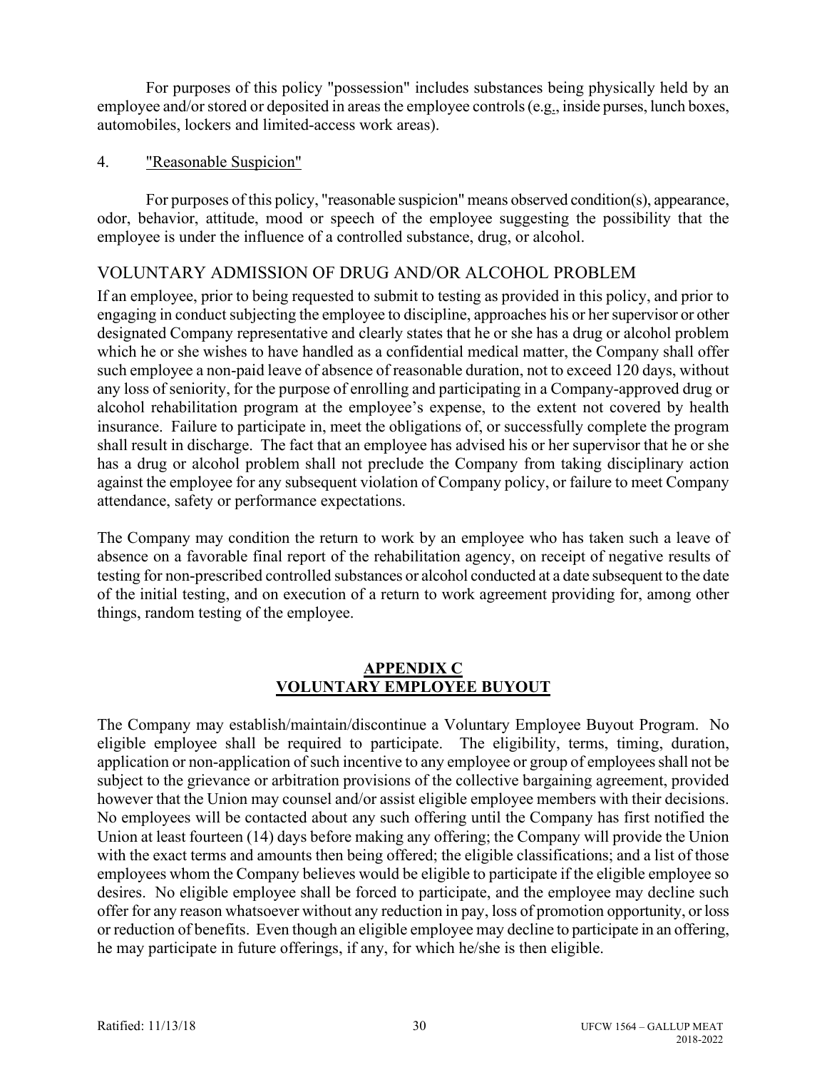For purposes of this policy "possession" includes substances being physically held by an employee and/or stored or deposited in areas the employee controls (e.g., inside purses, lunch boxes, automobiles, lockers and limited-access work areas).

4. <u>"Reasonable Suspicion"</u>

For purposes of this policy, "reasonable suspicion" means observed condition(s), appearance, odor, behavior, attitude, mood or speech of the employee suggesting the possibility that the employee is under the influence of a controlled substance, drug, or alcohol.

## VOLUNTARY ADMISSION OF DRUG AND/OR ALCOHOL PROBLEM

If an employee, prior to being requested to submit to testing as provided in this policy, and prior to engaging in conduct subjecting the employee to discipline, approaches his or her supervisor or other designated Company representative and clearly states that he or she has a drug or alcohol problem which he or she wishes to have handled as a confidential medical matter, the Company shall offer such employee a non-paid leave of absence of reasonable duration, not to exceed 120 days, without any loss of seniority, for the purpose of enrolling and participating in a Company-approved drug or alcohol rehabilitation program at the employee's expense, to the extent not covered by health insurance. Failure to participate in, meet the obligations of, or successfully complete the program shall result in discharge. The fact that an employee has advised his or her supervisor that he or she has a drug or alcohol problem shall not preclude the Company from taking disciplinary action against the employee for any subsequent violation of Company policy, or failure to meet Company attendance, safety or performance expectations.

The Company may condition the return to work by an employee who has taken such a leave of absence on a favorable final report of the rehabilitation agency, on receipt of negative results of testing for non-prescribed controlled substances or alcohol conducted at a date subsequent to the date of the initial testing, and on execution of a return to work agreement providing for, among other things, random testing of the employee.

## APPENDIX C
## VOLUNTARY EMPLOYEE BUYOUT

The Company may establish/maintain/discontinue a Voluntary Employee Buyout Program. No eligible employee shall be required to participate. The eligibility, terms, timing, duration, application or non-application of such incentive to any employee or group of employees shall not be subject to the grievance or arbitration provisions of the collective bargaining agreement, provided however that the Union may counsel and/or assist eligible employee members with their decisions. No employees will be contacted about any such offering until the Company has first notified the Union at least fourteen (14) days before making any offering; the Company will provide the Union with the exact terms and amounts then being offered; the eligible classifications; and a list of those employees whom the Company believes would be eligible to participate if the eligible employee so desires. No eligible employee shall be forced to participate, and the employee may decline such offer for any reason whatsoever without any reduction in pay, loss of promotion opportunity, or loss or reduction of benefits. Even though an eligible employee may decline to participate in an offering, he may participate in future offerings, if any, for which he/she is then eligible.